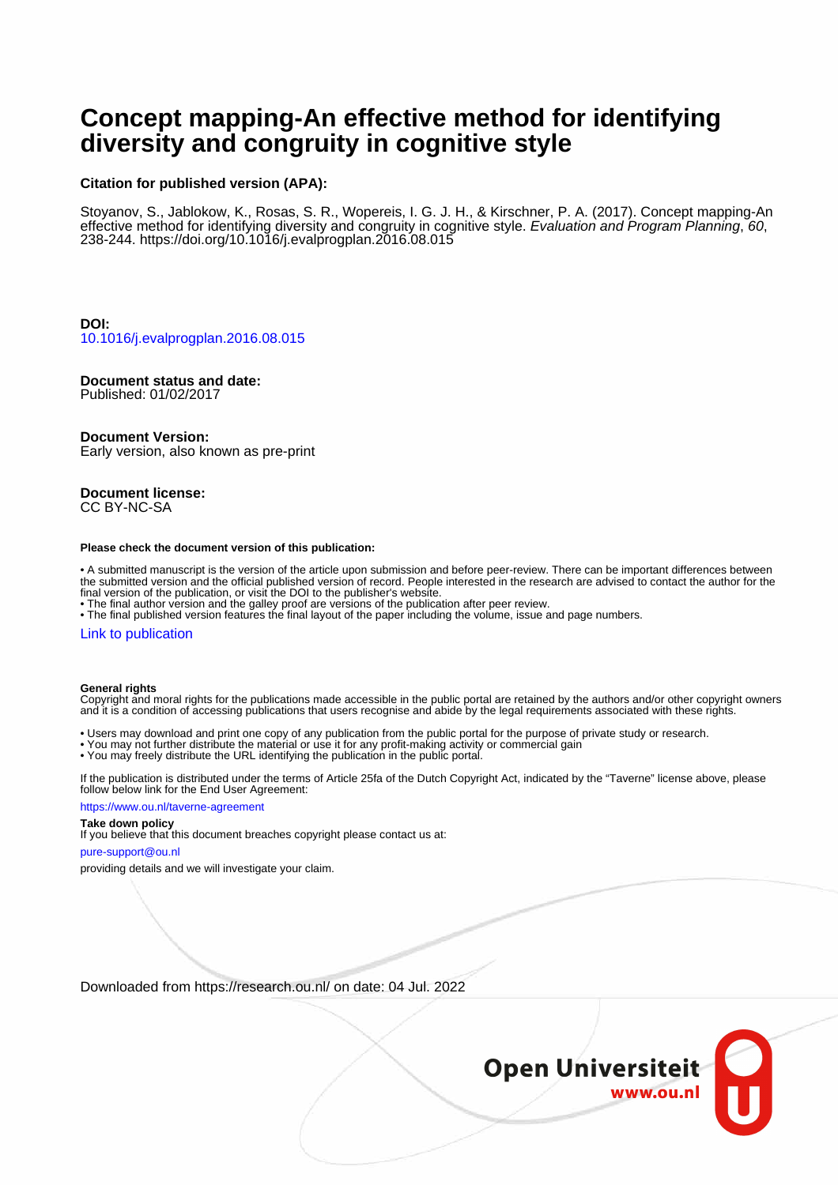# Concept mapping-An effective method for identifying diversity and congruity in cognitive style

**Citation for published version (APA):**

Stoyanov, S., Jablokow, K., Rosas, S. R., Wopereis, I. G. J. H., & Kirschner, P. A. (2017). Concept mapping-An effective method for identifying diversity and congruity in cognitive style. *Evaluation and Program Planning*, *60*, 238-244. https://doi.org/10.1016/j.evalprogplan.2016.08.015

**DOI:**
10.1016/j.evalprogplan.2016.08.015

**Document status and date:**
Published: 01/02/2017

**Document Version:**
Early version, also known as pre-print

**Document license:**
CC BY-NC-SA

**Please check the document version of this publication:**

- A submitted manuscript is the version of the article upon submission and before peer-review. There can be important differences between the submitted version and the official published version of record. People interested in the research are advised to contact the author for the final version of the publication, or visit the DOI to the publisher's website.
- The final author version and the galley proof are versions of the publication after peer review.
- The final published version features the final layout of the paper including the volume, issue and page numbers.

Link to publication

**General rights**
Copyright and moral rights for the publications made accessible in the public portal are retained by the authors and/or other copyright owners and it is a condition of accessing publications that users recognise and abide by the legal requirements associated with these rights.

- Users may download and print one copy of any publication from the public portal for the purpose of private study or research.
- You may not further distribute the material or use it for any profit-making activity or commercial gain
- You may freely distribute the URL identifying the publication in the public portal.

If the publication is distributed under the terms of Article 25fa of the Dutch Copyright Act, indicated by the "Taverne" license above, please follow below link for the End User Agreement:

https://www.ou.nl/taverne-agreement

**Take down policy**
If you believe that this document breaches copyright please contact us at:

pure-support@ou.nl

providing details and we will investigate your claim.

Downloaded from https://research.ou.nl/ on date: 04 Jul. 2022

Open Universiteit
www.ou.nl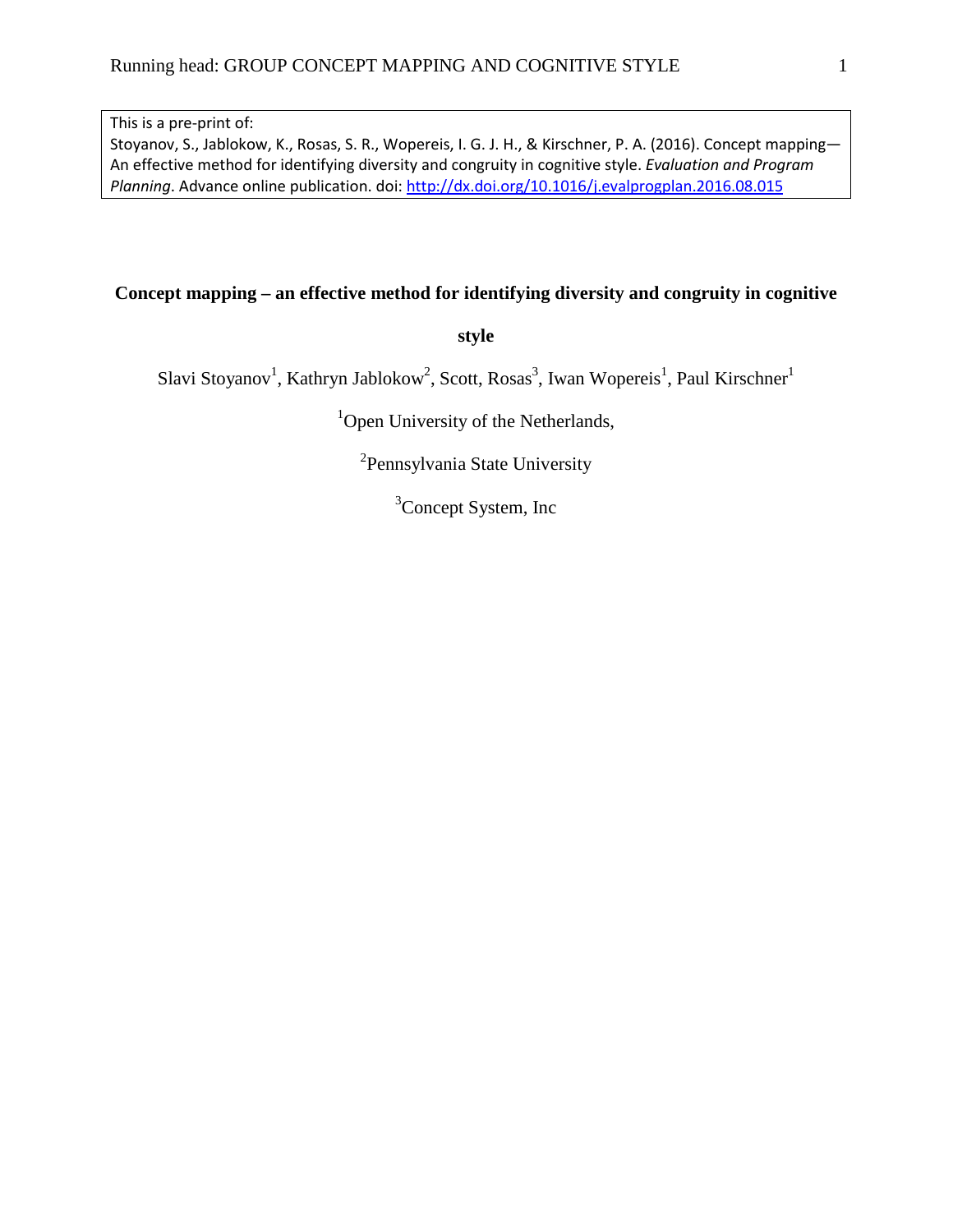This is a pre-print of:
Stoyanov, S., Jablokow, K., Rosas, S. R., Wopereis, I. G. J. H., & Kirschner, P. A. (2016). Concept mapping—An effective method for identifying diversity and congruity in cognitive style. *Evaluation and Program Planning*. Advance online publication. doi: http://dx.doi.org/10.1016/j.evalprogplan.2016.08.015

# Concept mapping – an effective method for identifying diversity and congruity in cognitive style

Slavi Stoyanov[1], Kathryn Jablokow[2], Scott, Rosas[3], Iwan Wopereis[1], Paul Kirschner[1]

[1]Open University of the Netherlands,

[2]Pennsylvania State University

[3]Concept System, Inc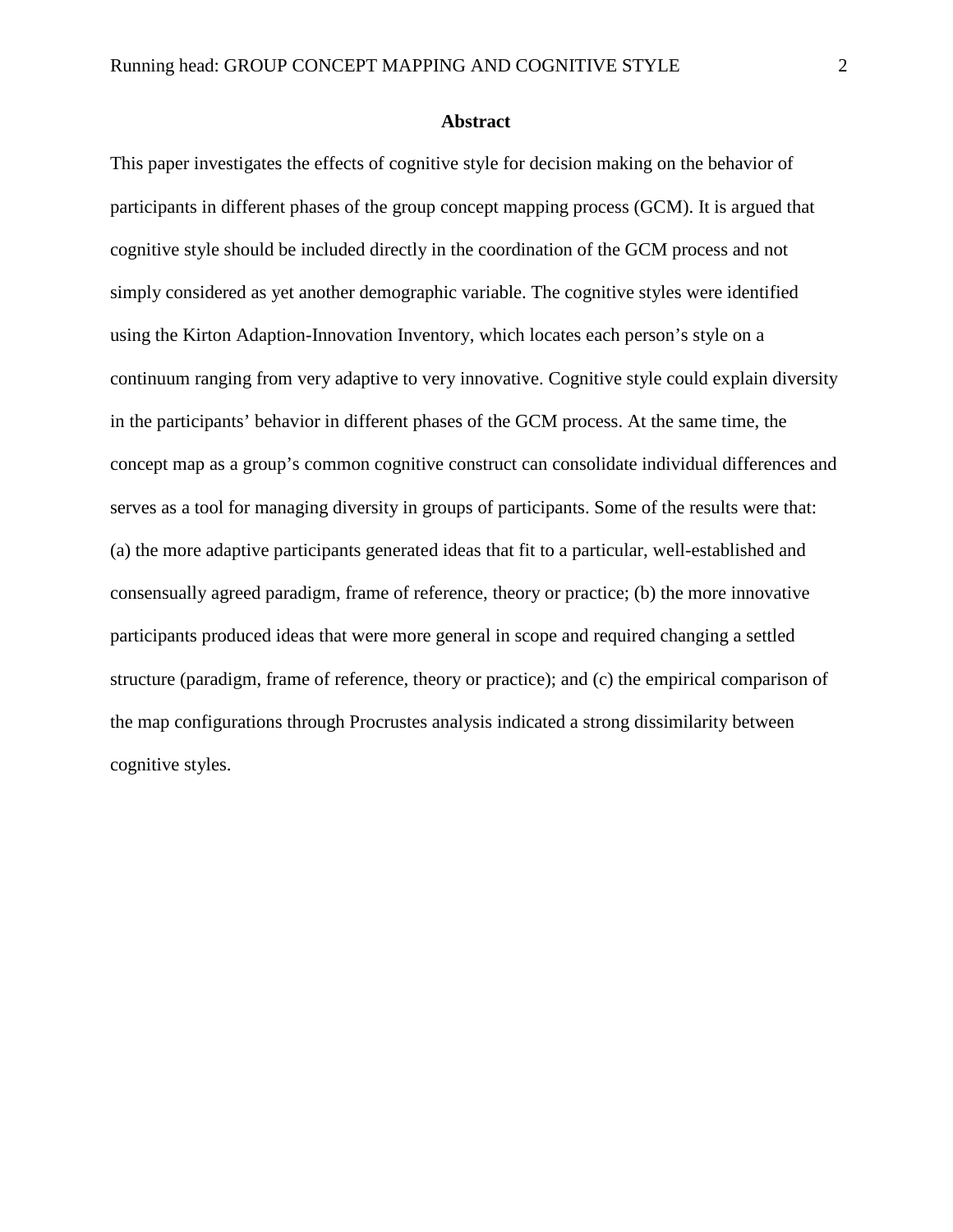# Abstract

This paper investigates the effects of cognitive style for decision making on the behavior of participants in different phases of the group concept mapping process (GCM). It is argued that cognitive style should be included directly in the coordination of the GCM process and not simply considered as yet another demographic variable. The cognitive styles were identified using the Kirton Adaption-Innovation Inventory, which locates each person's style on a continuum ranging from very adaptive to very innovative. Cognitive style could explain diversity in the participants' behavior in different phases of the GCM process. At the same time, the concept map as a group's common cognitive construct can consolidate individual differences and serves as a tool for managing diversity in groups of participants. Some of the results were that: (a) the more adaptive participants generated ideas that fit to a particular, well-established and consensually agreed paradigm, frame of reference, theory or practice; (b) the more innovative participants produced ideas that were more general in scope and required changing a settled structure (paradigm, frame of reference, theory or practice); and (c) the empirical comparison of the map configurations through Procrustes analysis indicated a strong dissimilarity between cognitive styles.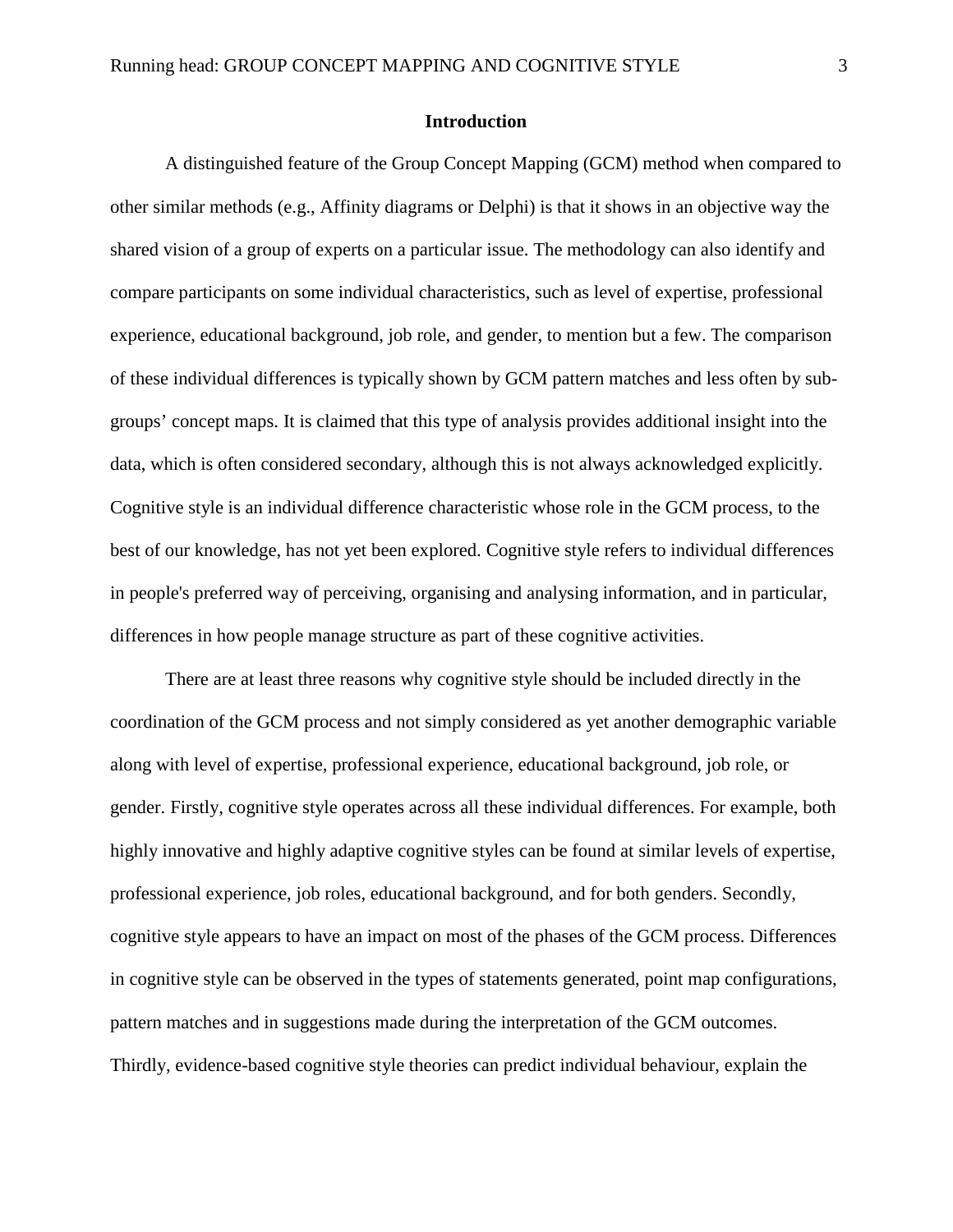## Introduction

A distinguished feature of the Group Concept Mapping (GCM) method when compared to other similar methods (e.g., Affinity diagrams or Delphi) is that it shows in an objective way the shared vision of a group of experts on a particular issue. The methodology can also identify and compare participants on some individual characteristics, such as level of expertise, professional experience, educational background, job role, and gender, to mention but a few. The comparison of these individual differences is typically shown by GCM pattern matches and less often by sub-groups' concept maps. It is claimed that this type of analysis provides additional insight into the data, which is often considered secondary, although this is not always acknowledged explicitly. Cognitive style is an individual difference characteristic whose role in the GCM process, to the best of our knowledge, has not yet been explored. Cognitive style refers to individual differences in people's preferred way of perceiving, organising and analysing information, and in particular, differences in how people manage structure as part of these cognitive activities.

There are at least three reasons why cognitive style should be included directly in the coordination of the GCM process and not simply considered as yet another demographic variable along with level of expertise, professional experience, educational background, job role, or gender. Firstly, cognitive style operates across all these individual differences. For example, both highly innovative and highly adaptive cognitive styles can be found at similar levels of expertise, professional experience, job roles, educational background, and for both genders. Secondly, cognitive style appears to have an impact on most of the phases of the GCM process. Differences in cognitive style can be observed in the types of statements generated, point map configurations, pattern matches and in suggestions made during the interpretation of the GCM outcomes. Thirdly, evidence-based cognitive style theories can predict individual behaviour, explain the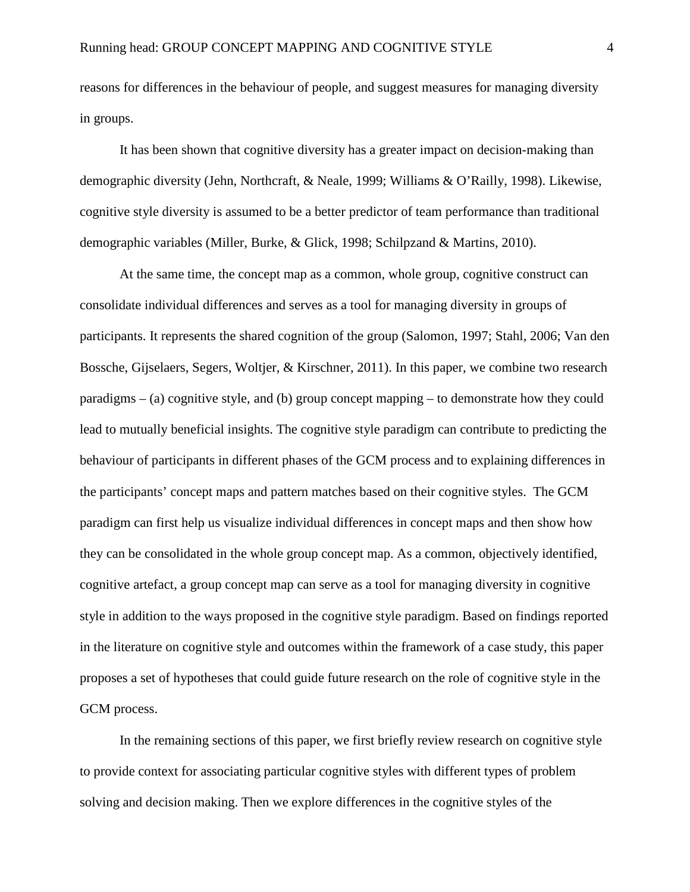reasons for differences in the behaviour of people, and suggest measures for managing diversity in groups.

It has been shown that cognitive diversity has a greater impact on decision-making than demographic diversity (Jehn, Northcraft, & Neale, 1999; Williams & O'Railly, 1998). Likewise, cognitive style diversity is assumed to be a better predictor of team performance than traditional demographic variables (Miller, Burke, & Glick, 1998; Schilpzand & Martins, 2010).

At the same time, the concept map as a common, whole group, cognitive construct can consolidate individual differences and serves as a tool for managing diversity in groups of participants. It represents the shared cognition of the group (Salomon, 1997; Stahl, 2006; Van den Bossche, Gijselaers, Segers, Woltjer, & Kirschner, 2011). In this paper, we combine two research paradigms – (a) cognitive style, and (b) group concept mapping – to demonstrate how they could lead to mutually beneficial insights. The cognitive style paradigm can contribute to predicting the behaviour of participants in different phases of the GCM process and to explaining differences in the participants' concept maps and pattern matches based on their cognitive styles. The GCM paradigm can first help us visualize individual differences in concept maps and then show how they can be consolidated in the whole group concept map. As a common, objectively identified, cognitive artefact, a group concept map can serve as a tool for managing diversity in cognitive style in addition to the ways proposed in the cognitive style paradigm. Based on findings reported in the literature on cognitive style and outcomes within the framework of a case study, this paper proposes a set of hypotheses that could guide future research on the role of cognitive style in the GCM process.

In the remaining sections of this paper, we first briefly review research on cognitive style to provide context for associating particular cognitive styles with different types of problem solving and decision making. Then we explore differences in the cognitive styles of the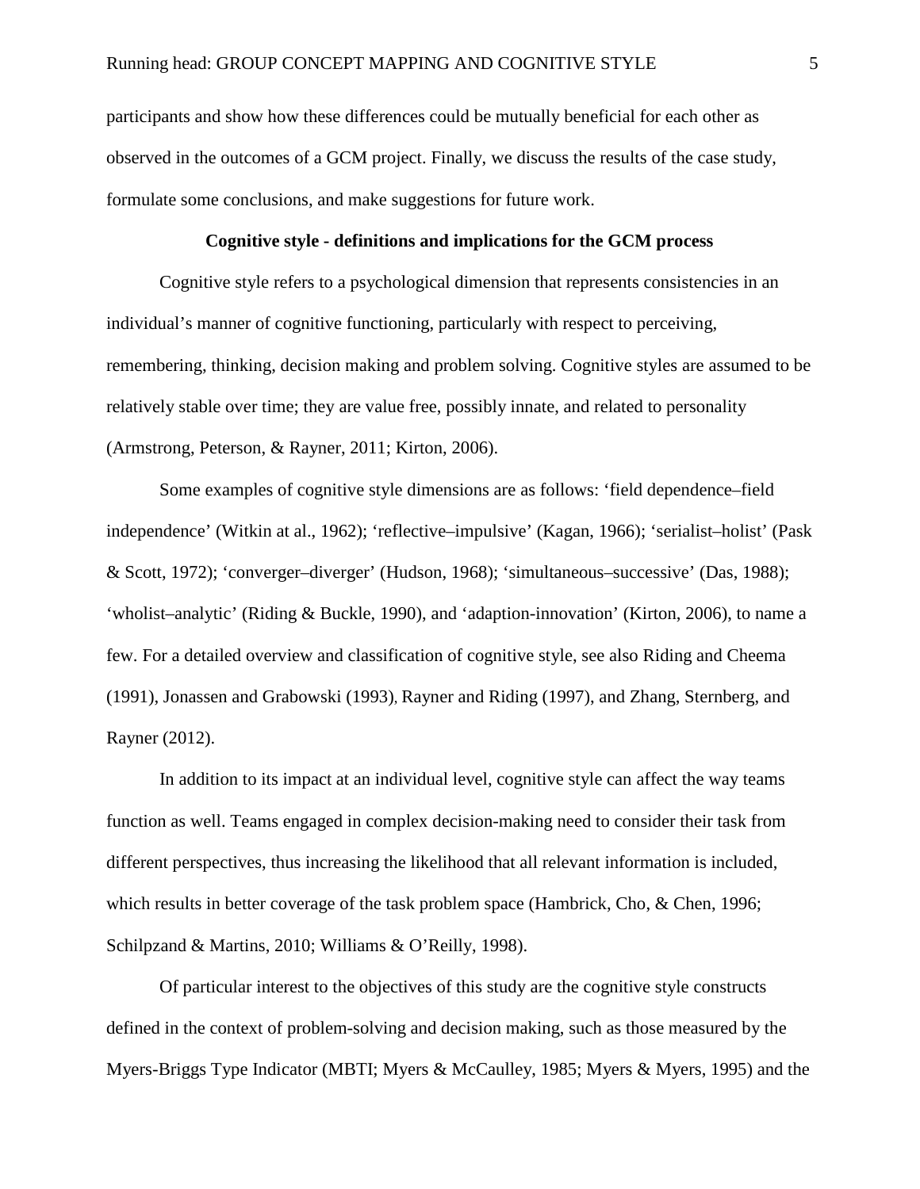participants and show how these differences could be mutually beneficial for each other as observed in the outcomes of a GCM project. Finally, we discuss the results of the case study, formulate some conclusions, and make suggestions for future work.

## Cognitive style - definitions and implications for the GCM process

Cognitive style refers to a psychological dimension that represents consistencies in an individual's manner of cognitive functioning, particularly with respect to perceiving, remembering, thinking, decision making and problem solving. Cognitive styles are assumed to be relatively stable over time; they are value free, possibly innate, and related to personality (Armstrong, Peterson, & Rayner, 2011; Kirton, 2006).

Some examples of cognitive style dimensions are as follows: 'field dependence–field independence' (Witkin at al., 1962); 'reflective–impulsive' (Kagan, 1966); 'serialist–holist' (Pask & Scott, 1972); 'converger–diverger' (Hudson, 1968); 'simultaneous–successive' (Das, 1988); 'wholist–analytic' (Riding & Buckle, 1990), and 'adaption-innovation' (Kirton, 2006), to name a few. For a detailed overview and classification of cognitive style, see also Riding and Cheema (1991), Jonassen and Grabowski (1993), Rayner and Riding (1997), and Zhang, Sternberg, and Rayner (2012).

In addition to its impact at an individual level, cognitive style can affect the way teams function as well. Teams engaged in complex decision-making need to consider their task from different perspectives, thus increasing the likelihood that all relevant information is included, which results in better coverage of the task problem space (Hambrick, Cho, & Chen, 1996; Schilpzand & Martins, 2010; Williams & O'Reilly, 1998).

Of particular interest to the objectives of this study are the cognitive style constructs defined in the context of problem-solving and decision making, such as those measured by the Myers-Briggs Type Indicator (MBTI; Myers & McCaulley, 1985; Myers & Myers, 1995) and the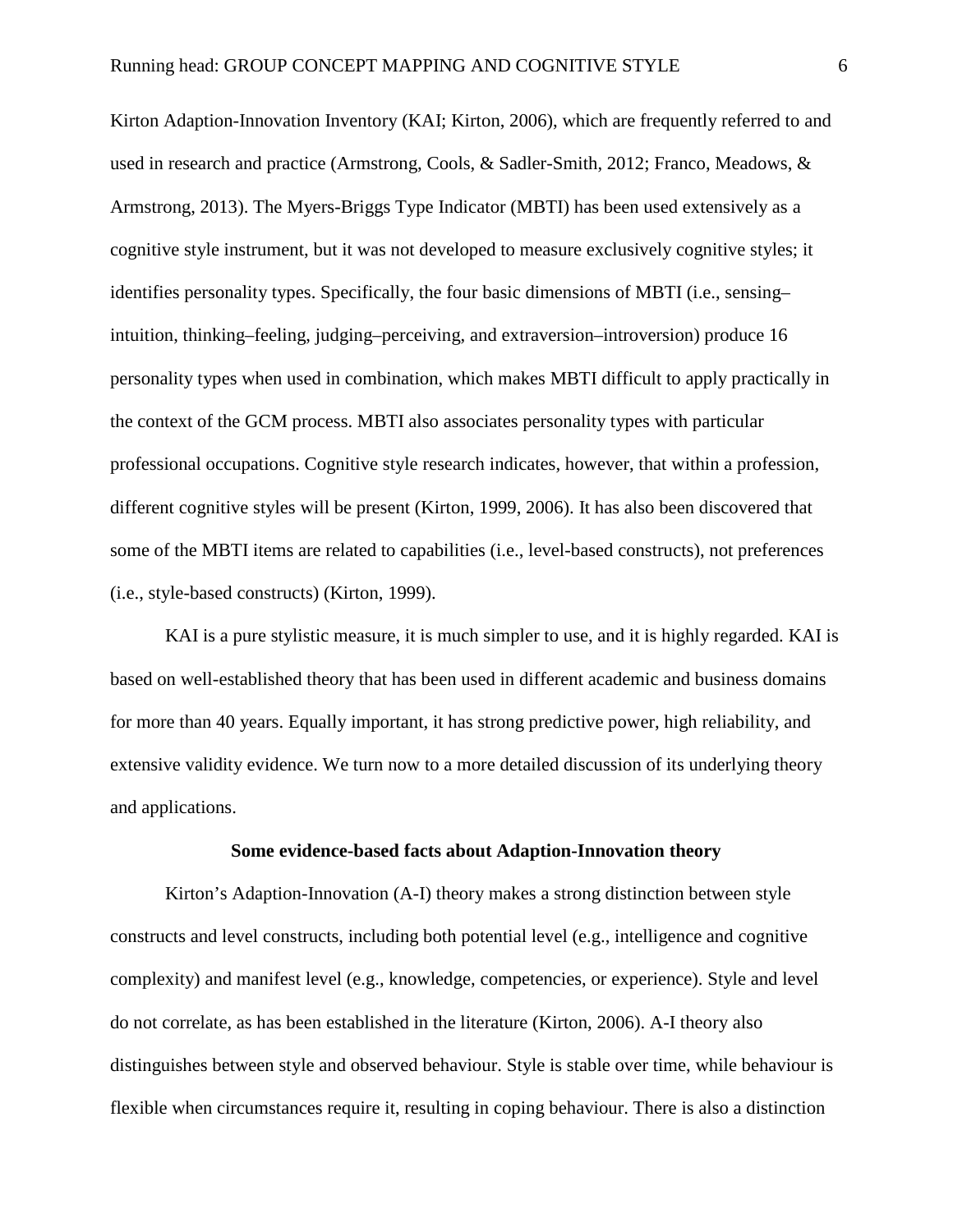Kirton Adaption-Innovation Inventory (KAI; Kirton, 2006), which are frequently referred to and used in research and practice (Armstrong, Cools, & Sadler-Smith, 2012; Franco, Meadows, & Armstrong, 2013). The Myers-Briggs Type Indicator (MBTI) has been used extensively as a cognitive style instrument, but it was not developed to measure exclusively cognitive styles; it identifies personality types. Specifically, the four basic dimensions of MBTI (i.e., sensing–intuition, thinking–feeling, judging–perceiving, and extraversion–introversion) produce 16 personality types when used in combination, which makes MBTI difficult to apply practically in the context of the GCM process. MBTI also associates personality types with particular professional occupations. Cognitive style research indicates, however, that within a profession, different cognitive styles will be present (Kirton, 1999, 2006). It has also been discovered that some of the MBTI items are related to capabilities (i.e., level-based constructs), not preferences (i.e., style-based constructs) (Kirton, 1999).

KAI is a pure stylistic measure, it is much simpler to use, and it is highly regarded. KAI is based on well-established theory that has been used in different academic and business domains for more than 40 years. Equally important, it has strong predictive power, high reliability, and extensive validity evidence. We turn now to a more detailed discussion of its underlying theory and applications.

## Some evidence-based facts about Adaption-Innovation theory

Kirton's Adaption-Innovation (A-I) theory makes a strong distinction between style constructs and level constructs, including both potential level (e.g., intelligence and cognitive complexity) and manifest level (e.g., knowledge, competencies, or experience). Style and level do not correlate, as has been established in the literature (Kirton, 2006). A-I theory also distinguishes between style and observed behaviour. Style is stable over time, while behaviour is flexible when circumstances require it, resulting in coping behaviour. There is also a distinction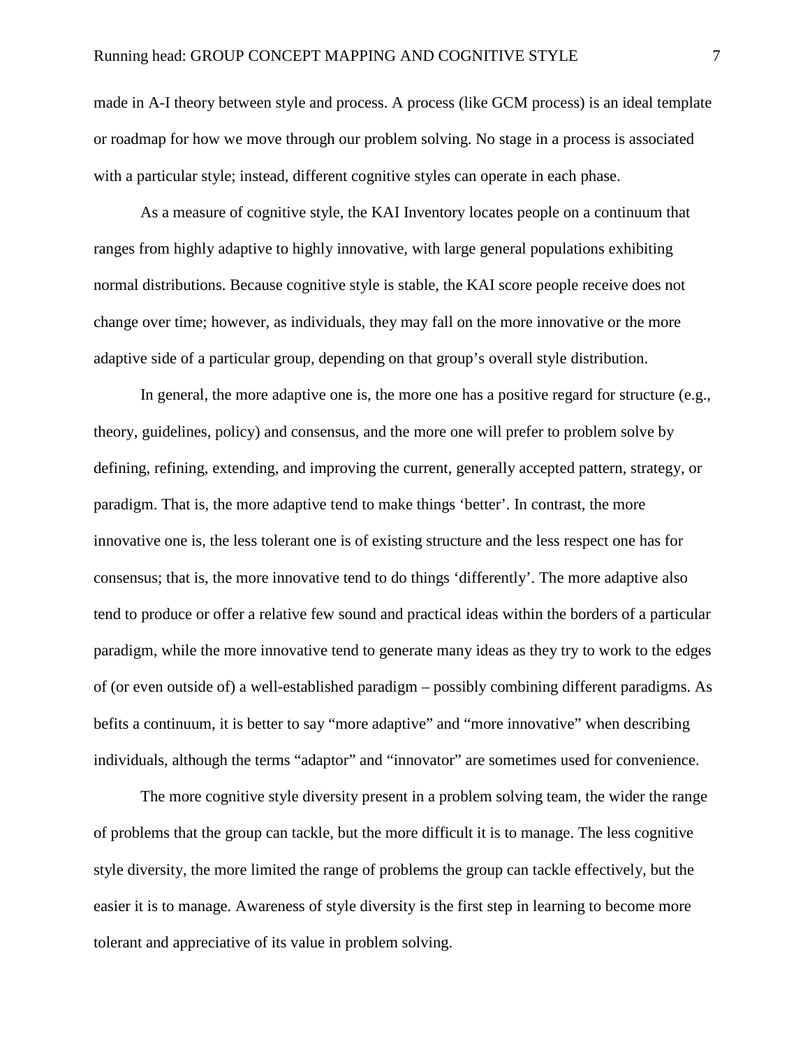made in A-I theory between style and process. A process (like GCM process) is an ideal template or roadmap for how we move through our problem solving. No stage in a process is associated with a particular style; instead, different cognitive styles can operate in each phase.

As a measure of cognitive style, the KAI Inventory locates people on a continuum that ranges from highly adaptive to highly innovative, with large general populations exhibiting normal distributions. Because cognitive style is stable, the KAI score people receive does not change over time; however, as individuals, they may fall on the more innovative or the more adaptive side of a particular group, depending on that group's overall style distribution.

In general, the more adaptive one is, the more one has a positive regard for structure (e.g., theory, guidelines, policy) and consensus, and the more one will prefer to problem solve by defining, refining, extending, and improving the current, generally accepted pattern, strategy, or paradigm. That is, the more adaptive tend to make things 'better'. In contrast, the more innovative one is, the less tolerant one is of existing structure and the less respect one has for consensus; that is, the more innovative tend to do things 'differently'. The more adaptive also tend to produce or offer a relative few sound and practical ideas within the borders of a particular paradigm, while the more innovative tend to generate many ideas as they try to work to the edges of (or even outside of) a well-established paradigm – possibly combining different paradigms. As befits a continuum, it is better to say "more adaptive" and "more innovative" when describing individuals, although the terms "adaptor" and "innovator" are sometimes used for convenience.

The more cognitive style diversity present in a problem solving team, the wider the range of problems that the group can tackle, but the more difficult it is to manage. The less cognitive style diversity, the more limited the range of problems the group can tackle effectively, but the easier it is to manage. Awareness of style diversity is the first step in learning to become more tolerant and appreciative of its value in problem solving.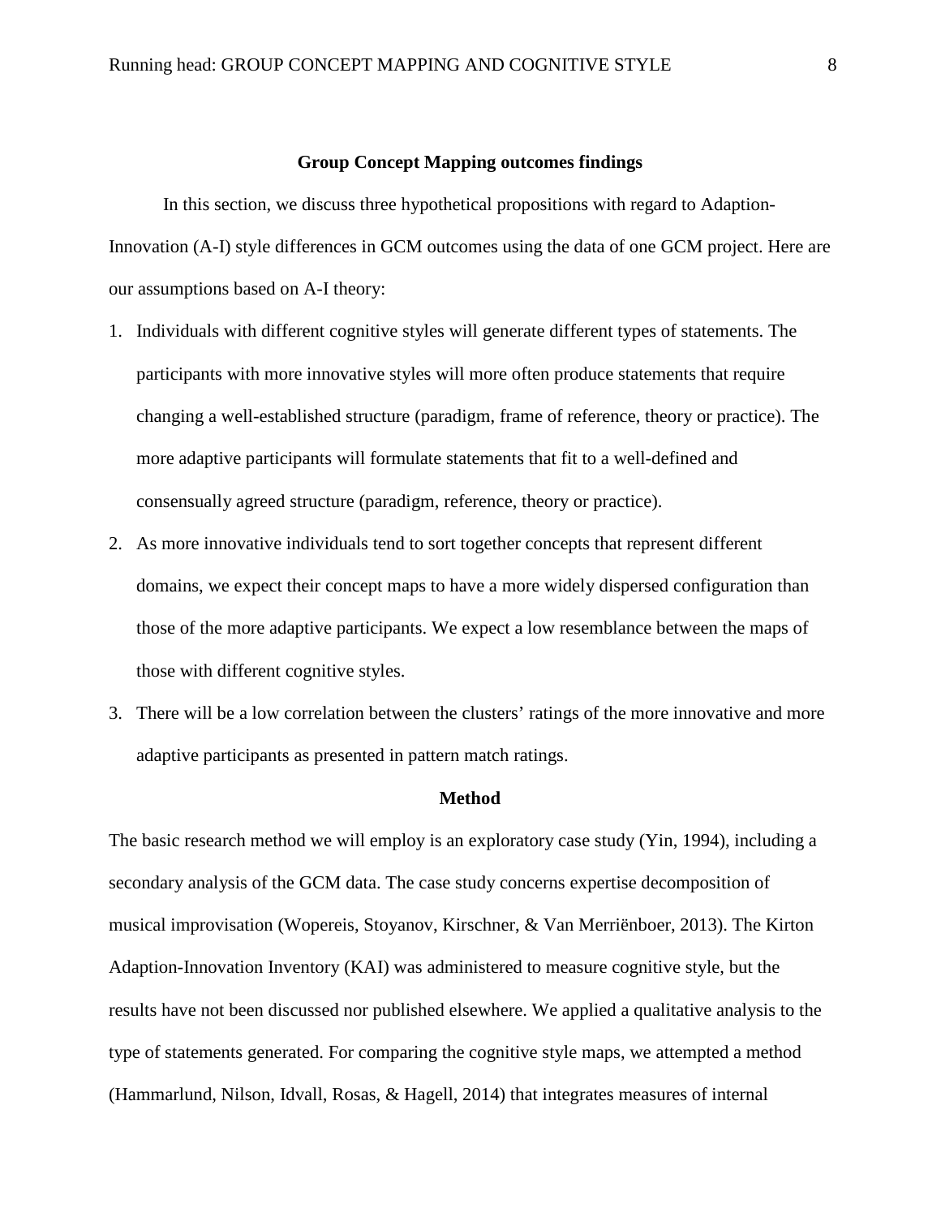## Group Concept Mapping outcomes findings

In this section, we discuss three hypothetical propositions with regard to Adaption-Innovation (A-I) style differences in GCM outcomes using the data of one GCM project. Here are our assumptions based on A-I theory:

1. Individuals with different cognitive styles will generate different types of statements. The participants with more innovative styles will more often produce statements that require changing a well-established structure (paradigm, frame of reference, theory or practice). The more adaptive participants will formulate statements that fit to a well-defined and consensually agreed structure (paradigm, reference, theory or practice).
2. As more innovative individuals tend to sort together concepts that represent different domains, we expect their concept maps to have a more widely dispersed configuration than those of the more adaptive participants. We expect a low resemblance between the maps of those with different cognitive styles.
3. There will be a low correlation between the clusters' ratings of the more innovative and more adaptive participants as presented in pattern match ratings.

## Method

The basic research method we will employ is an exploratory case study (Yin, 1994), including a secondary analysis of the GCM data. The case study concerns expertise decomposition of musical improvisation (Wopereis, Stoyanov, Kirschner, & Van Merriënboer, 2013). The Kirton Adaption-Innovation Inventory (KAI) was administered to measure cognitive style, but the results have not been discussed nor published elsewhere. We applied a qualitative analysis to the type of statements generated. For comparing the cognitive style maps, we attempted a method (Hammarlund, Nilson, Idvall, Rosas, & Hagell, 2014) that integrates measures of internal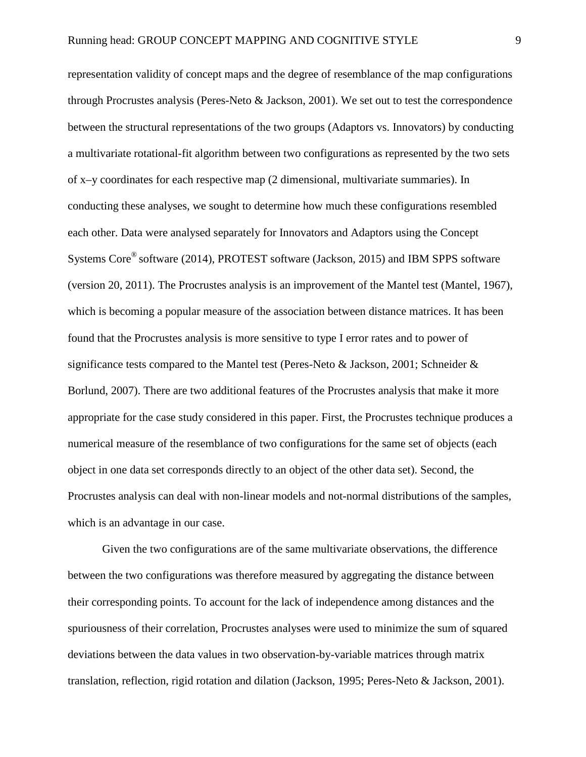representation validity of concept maps and the degree of resemblance of the map configurations through Procrustes analysis (Peres-Neto & Jackson, 2001). We set out to test the correspondence between the structural representations of the two groups (Adaptors vs. Innovators) by conducting a multivariate rotational-fit algorithm between two configurations as represented by the two sets of x–y coordinates for each respective map (2 dimensional, multivariate summaries). In conducting these analyses, we sought to determine how much these configurations resembled each other. Data were analysed separately for Innovators and Adaptors using the Concept Systems Core® software (2014), PROTEST software (Jackson, 2015) and IBM SPPS software (version 20, 2011). The Procrustes analysis is an improvement of the Mantel test (Mantel, 1967), which is becoming a popular measure of the association between distance matrices. It has been found that the Procrustes analysis is more sensitive to type I error rates and to power of significance tests compared to the Mantel test (Peres-Neto & Jackson, 2001; Schneider & Borlund, 2007). There are two additional features of the Procrustes analysis that make it more appropriate for the case study considered in this paper. First, the Procrustes technique produces a numerical measure of the resemblance of two configurations for the same set of objects (each object in one data set corresponds directly to an object of the other data set). Second, the Procrustes analysis can deal with non-linear models and not-normal distributions of the samples, which is an advantage in our case.

Given the two configurations are of the same multivariate observations, the difference between the two configurations was therefore measured by aggregating the distance between their corresponding points. To account for the lack of independence among distances and the spuriousness of their correlation, Procrustes analyses were used to minimize the sum of squared deviations between the data values in two observation-by-variable matrices through matrix translation, reflection, rigid rotation and dilation (Jackson, 1995; Peres-Neto & Jackson, 2001).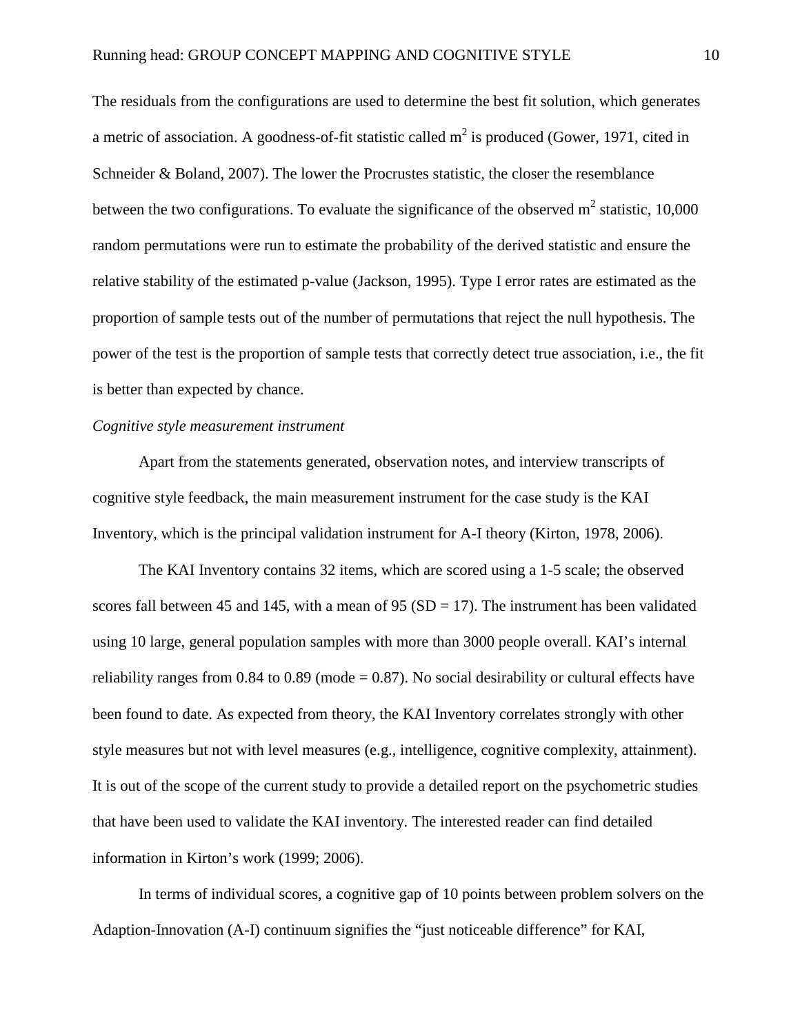The residuals from the configurations are used to determine the best fit solution, which generates a metric of association. A goodness-of-fit statistic called $m^2$ is produced (Gower, 1971, cited in Schneider & Boland, 2007). The lower the Procrustes statistic, the closer the resemblance between the two configurations. To evaluate the significance of the observed $m^2$ statistic, 10,000 random permutations were run to estimate the probability of the derived statistic and ensure the relative stability of the estimated p-value (Jackson, 1995). Type I error rates are estimated as the proportion of sample tests out of the number of permutations that reject the null hypothesis. The power of the test is the proportion of sample tests that correctly detect true association, i.e., the fit is better than expected by chance.

*Cognitive style measurement instrument*

Apart from the statements generated, observation notes, and interview transcripts of cognitive style feedback, the main measurement instrument for the case study is the KAI Inventory, which is the principal validation instrument for A-I theory (Kirton, 1978, 2006).

The KAI Inventory contains 32 items, which are scored using a 1-5 scale; the observed scores fall between 45 and 145, with a mean of 95 (SD = 17). The instrument has been validated using 10 large, general population samples with more than 3000 people overall. KAI's internal reliability ranges from 0.84 to 0.89 (mode = 0.87). No social desirability or cultural effects have been found to date. As expected from theory, the KAI Inventory correlates strongly with other style measures but not with level measures (e.g., intelligence, cognitive complexity, attainment). It is out of the scope of the current study to provide a detailed report on the psychometric studies that have been used to validate the KAI inventory. The interested reader can find detailed information in Kirton's work (1999; 2006).

In terms of individual scores, a cognitive gap of 10 points between problem solvers on the Adaption-Innovation (A-I) continuum signifies the "just noticeable difference" for KAI,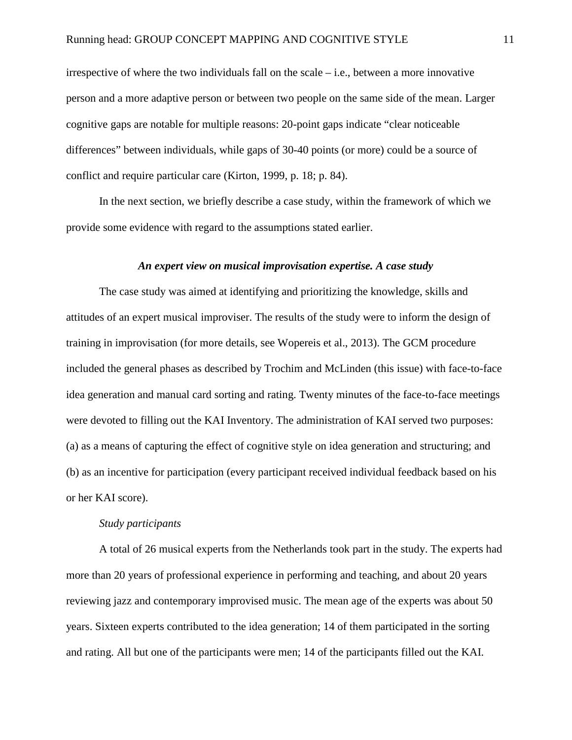irrespective of where the two individuals fall on the scale – i.e., between a more innovative person and a more adaptive person or between two people on the same side of the mean. Larger cognitive gaps are notable for multiple reasons: 20-point gaps indicate “clear noticeable differences” between individuals, while gaps of 30-40 points (or more) could be a source of conflict and require particular care (Kirton, 1999, p. 18; p. 84).

In the next section, we briefly describe a case study, within the framework of which we provide some evidence with regard to the assumptions stated earlier.

### *An expert view on musical improvisation expertise. A case study*

The case study was aimed at identifying and prioritizing the knowledge, skills and attitudes of an expert musical improviser. The results of the study were to inform the design of training in improvisation (for more details, see Wopereis et al., 2013). The GCM procedure included the general phases as described by Trochim and McLinden (this issue) with face-to-face idea generation and manual card sorting and rating. Twenty minutes of the face-to-face meetings were devoted to filling out the KAI Inventory. The administration of KAI served two purposes: (a) as a means of capturing the effect of cognitive style on idea generation and structuring; and (b) as an incentive for participation (every participant received individual feedback based on his or her KAI score).

#### *Study participants*

A total of 26 musical experts from the Netherlands took part in the study. The experts had more than 20 years of professional experience in performing and teaching, and about 20 years reviewing jazz and contemporary improvised music. The mean age of the experts was about 50 years. Sixteen experts contributed to the idea generation; 14 of them participated in the sorting and rating. All but one of the participants were men; 14 of the participants filled out the KAI.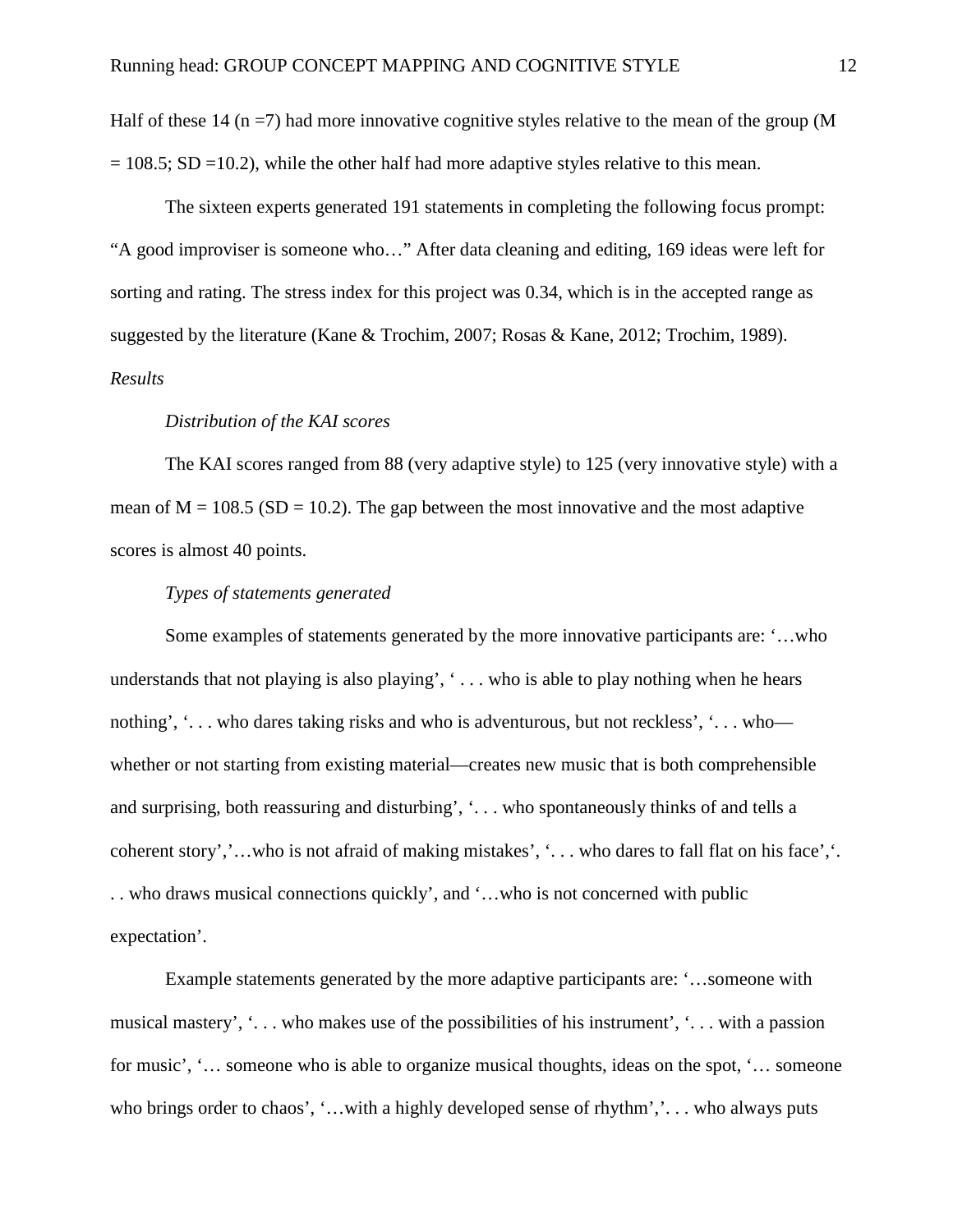Half of these 14 (n =7) had more innovative cognitive styles relative to the mean of the group (M = 108.5; SD =10.2), while the other half had more adaptive styles relative to this mean.

The sixteen experts generated 191 statements in completing the following focus prompt: "A good improviser is someone who…" After data cleaning and editing, 169 ideas were left for sorting and rating. The stress index for this project was 0.34, which is in the accepted range as suggested by the literature (Kane & Trochim, 2007; Rosas & Kane, 2012; Trochim, 1989).

*Results*

*Distribution of the KAI scores*

The KAI scores ranged from 88 (very adaptive style) to 125 (very innovative style) with a mean of M = 108.5 (SD = 10.2). The gap between the most innovative and the most adaptive scores is almost 40 points.

*Types of statements generated*

Some examples of statements generated by the more innovative participants are: '…who understands that not playing is also playing', ' . . . who is able to play nothing when he hears nothing', '. . . who dares taking risks and who is adventurous, but not reckless', '. . . who—whether or not starting from existing material—creates new music that is both comprehensible and surprising, both reassuring and disturbing', '. . . who spontaneously thinks of and tells a coherent story','…who is not afraid of making mistakes', '. . . who dares to fall flat on his face','. . . who draws musical connections quickly', and '…who is not concerned with public expectation'.

Example statements generated by the more adaptive participants are: '…someone with musical mastery', '. . . who makes use of the possibilities of his instrument', '. . . with a passion for music', '… someone who is able to organize musical thoughts, ideas on the spot, '… someone who brings order to chaos', '…with a highly developed sense of rhythm','. . . who always puts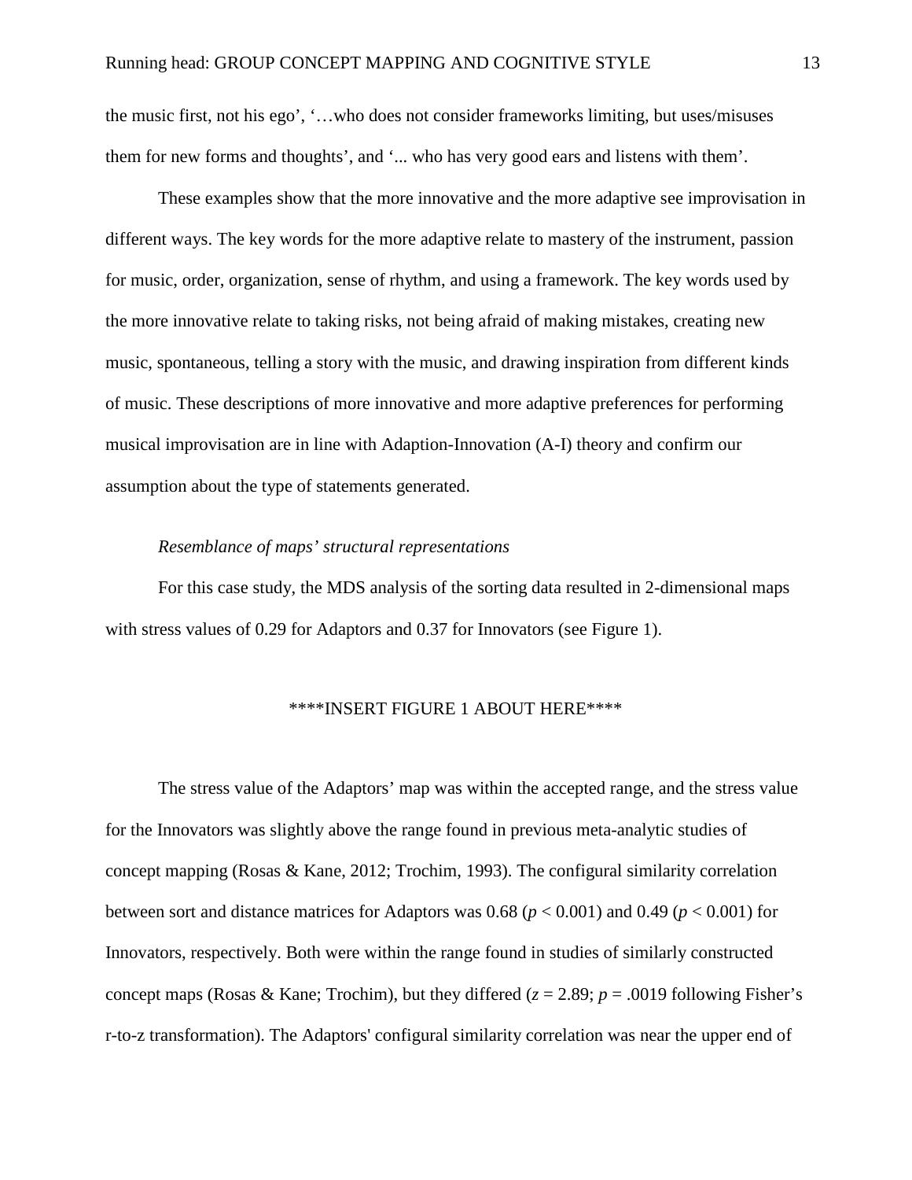the music first, not his ego', '…who does not consider frameworks limiting, but uses/misuses them for new forms and thoughts', and '... who has very good ears and listens with them'.

These examples show that the more innovative and the more adaptive see improvisation in different ways. The key words for the more adaptive relate to mastery of the instrument, passion for music, order, organization, sense of rhythm, and using a framework. The key words used by the more innovative relate to taking risks, not being afraid of making mistakes, creating new music, spontaneous, telling a story with the music, and drawing inspiration from different kinds of music. These descriptions of more innovative and more adaptive preferences for performing musical improvisation are in line with Adaption-Innovation (A-I) theory and confirm our assumption about the type of statements generated.

*Resemblance of maps' structural representations*

For this case study, the MDS analysis of the sorting data resulted in 2-dimensional maps with stress values of 0.29 for Adaptors and 0.37 for Innovators (see Figure 1).

****INSERT FIGURE 1 ABOUT HERE****

The stress value of the Adaptors' map was within the accepted range, and the stress value for the Innovators was slightly above the range found in previous meta-analytic studies of concept mapping (Rosas & Kane, 2012; Trochim, 1993). The configural similarity correlation between sort and distance matrices for Adaptors was 0.68 ($p < 0.001$) and 0.49 ($p < 0.001$) for Innovators, respectively. Both were within the range found in studies of similarly constructed concept maps (Rosas & Kane; Trochim), but they differed ($z = 2.89$; $p = .0019$ following Fisher's r-to-z transformation). The Adaptors' configural similarity correlation was near the upper end of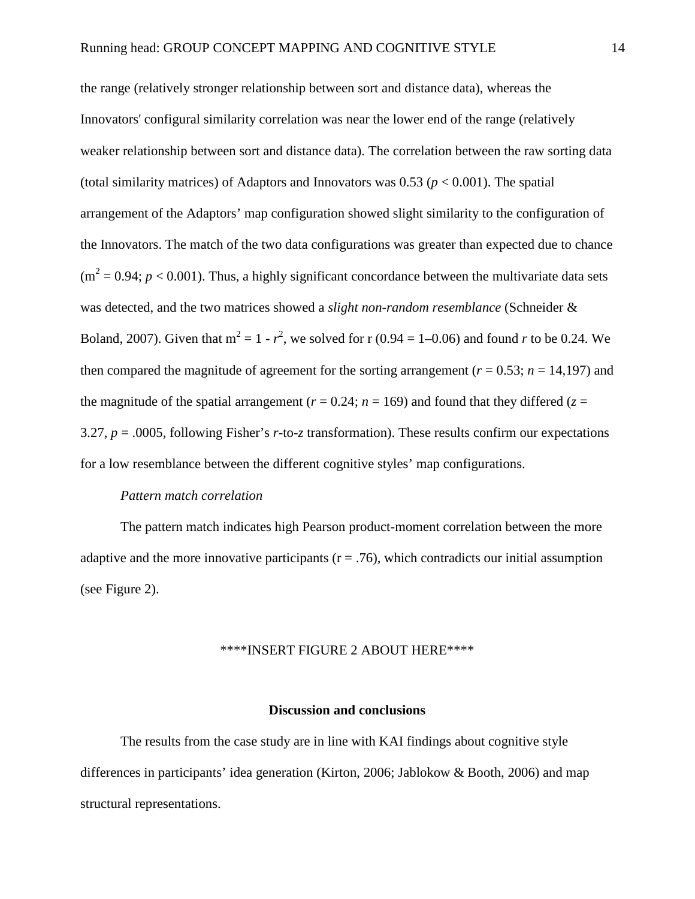the range (relatively stronger relationship between sort and distance data), whereas the Innovators' configural similarity correlation was near the lower end of the range (relatively weaker relationship between sort and distance data). The correlation between the raw sorting data (total similarity matrices) of Adaptors and Innovators was 0.53 ($p < 0.001$). The spatial arrangement of the Adaptors' map configuration showed slight similarity to the configuration of the Innovators. The match of the two data configurations was greater than expected due to chance ($m^2 = 0.94$; $p < 0.001$). Thus, a highly significant concordance between the multivariate data sets was detected, and the two matrices showed a *slight non-random resemblance* (Schneider & Boland, 2007). Given that $m^2 = 1 - r^2$, we solved for r (0.94 = 1–0.06) and found $r$ to be 0.24. We then compared the magnitude of agreement for the sorting arrangement ($r = 0.53$; $n = 14{,}197$) and the magnitude of the spatial arrangement ($r = 0.24$; $n = 169$) and found that they differed ($z = 3.27$, $p = .0005$, following Fisher's $r$-to-$z$ transformation). These results confirm our expectations for a low resemblance between the different cognitive styles' map configurations.

*Pattern match correlation*

The pattern match indicates high Pearson product-moment correlation between the more adaptive and the more innovative participants (r = .76), which contradicts our initial assumption (see Figure 2).

****INSERT FIGURE 2 ABOUT HERE****

## Discussion and conclusions

The results from the case study are in line with KAI findings about cognitive style differences in participants' idea generation (Kirton, 2006; Jablokow & Booth, 2006) and map structural representations.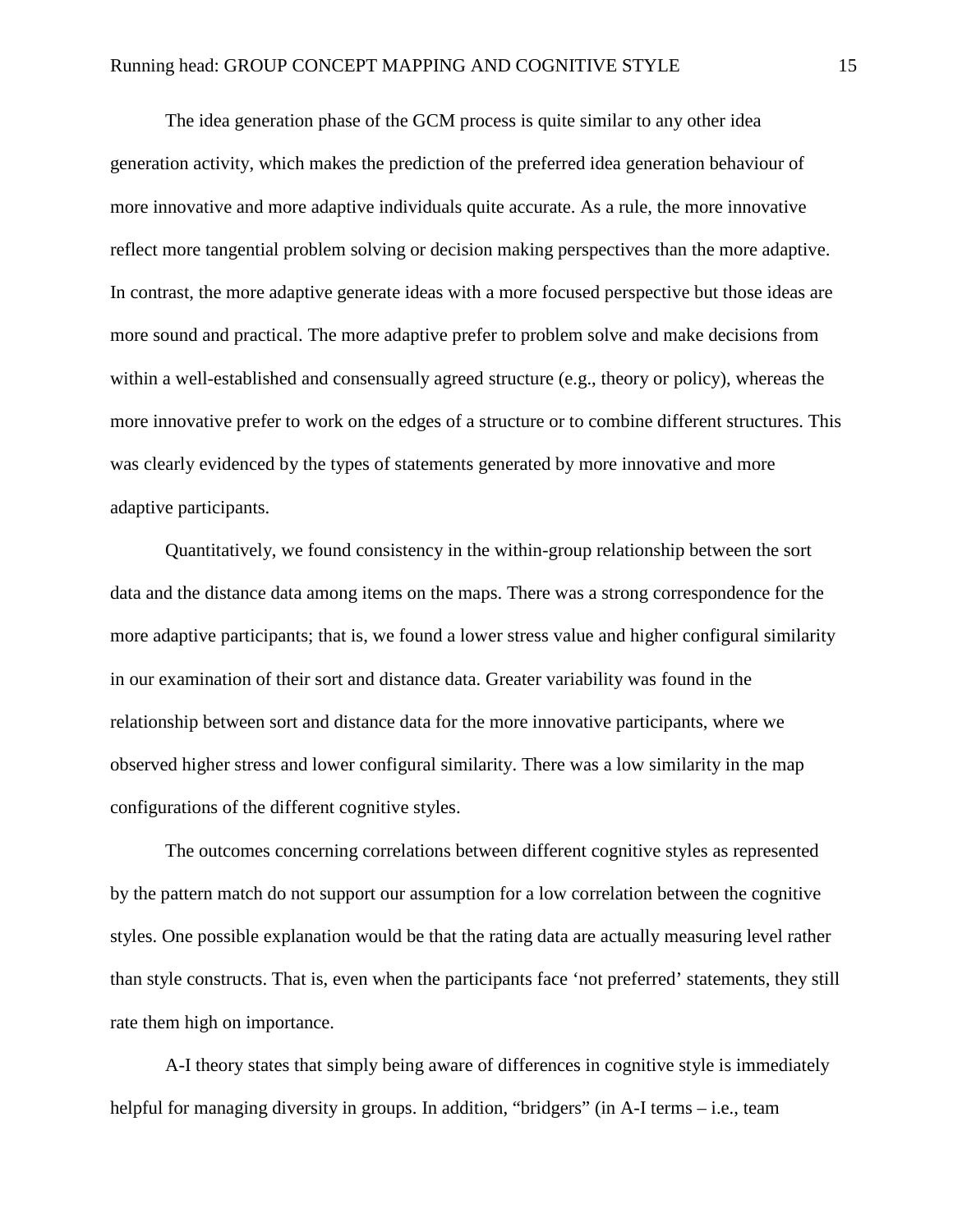The idea generation phase of the GCM process is quite similar to any other idea generation activity, which makes the prediction of the preferred idea generation behaviour of more innovative and more adaptive individuals quite accurate. As a rule, the more innovative reflect more tangential problem solving or decision making perspectives than the more adaptive. In contrast, the more adaptive generate ideas with a more focused perspective but those ideas are more sound and practical. The more adaptive prefer to problem solve and make decisions from within a well-established and consensually agreed structure (e.g., theory or policy), whereas the more innovative prefer to work on the edges of a structure or to combine different structures. This was clearly evidenced by the types of statements generated by more innovative and more adaptive participants.

Quantitatively, we found consistency in the within-group relationship between the sort data and the distance data among items on the maps. There was a strong correspondence for the more adaptive participants; that is, we found a lower stress value and higher configural similarity in our examination of their sort and distance data. Greater variability was found in the relationship between sort and distance data for the more innovative participants, where we observed higher stress and lower configural similarity. There was a low similarity in the map configurations of the different cognitive styles.

The outcomes concerning correlations between different cognitive styles as represented by the pattern match do not support our assumption for a low correlation between the cognitive styles. One possible explanation would be that the rating data are actually measuring level rather than style constructs. That is, even when the participants face 'not preferred' statements, they still rate them high on importance.

A-I theory states that simply being aware of differences in cognitive style is immediately helpful for managing diversity in groups. In addition, "bridgers" (in A-I terms – i.e., team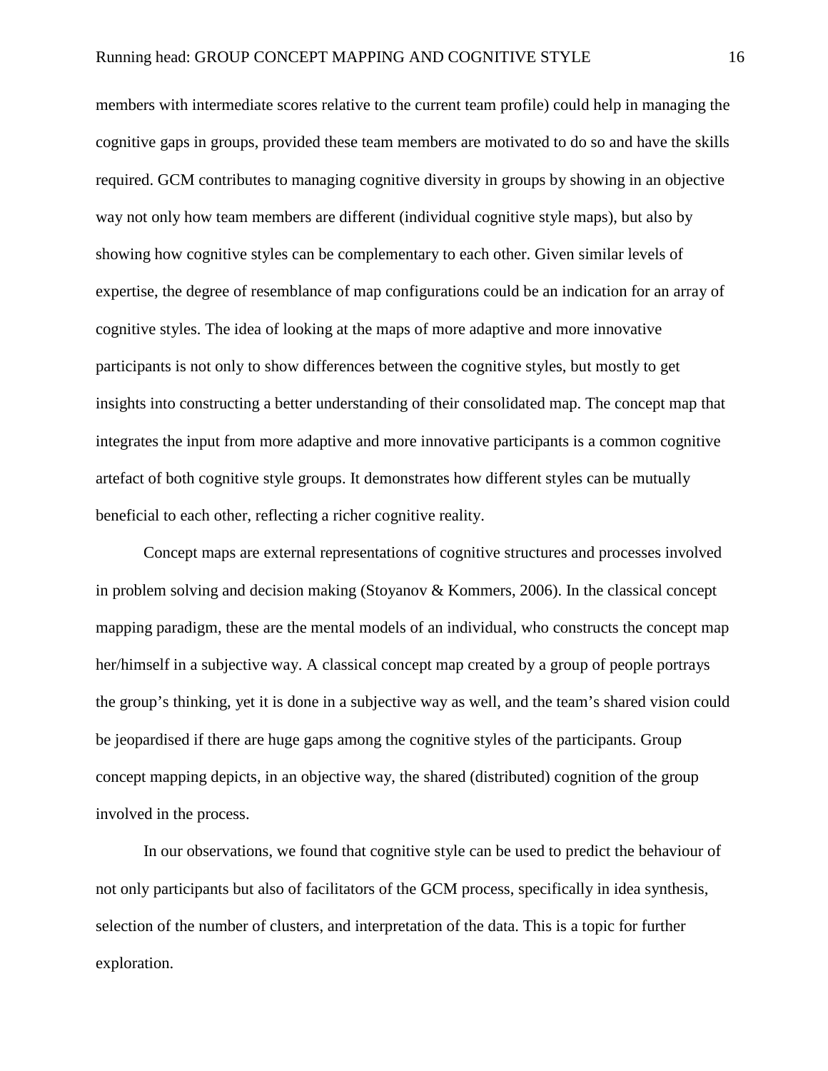members with intermediate scores relative to the current team profile) could help in managing the cognitive gaps in groups, provided these team members are motivated to do so and have the skills required. GCM contributes to managing cognitive diversity in groups by showing in an objective way not only how team members are different (individual cognitive style maps), but also by showing how cognitive styles can be complementary to each other. Given similar levels of expertise, the degree of resemblance of map configurations could be an indication for an array of cognitive styles. The idea of looking at the maps of more adaptive and more innovative participants is not only to show differences between the cognitive styles, but mostly to get insights into constructing a better understanding of their consolidated map. The concept map that integrates the input from more adaptive and more innovative participants is a common cognitive artefact of both cognitive style groups. It demonstrates how different styles can be mutually beneficial to each other, reflecting a richer cognitive reality.

Concept maps are external representations of cognitive structures and processes involved in problem solving and decision making (Stoyanov & Kommers, 2006). In the classical concept mapping paradigm, these are the mental models of an individual, who constructs the concept map her/himself in a subjective way. A classical concept map created by a group of people portrays the group's thinking, yet it is done in a subjective way as well, and the team's shared vision could be jeopardised if there are huge gaps among the cognitive styles of the participants. Group concept mapping depicts, in an objective way, the shared (distributed) cognition of the group involved in the process.

In our observations, we found that cognitive style can be used to predict the behaviour of not only participants but also of facilitators of the GCM process, specifically in idea synthesis, selection of the number of clusters, and interpretation of the data. This is a topic for further exploration.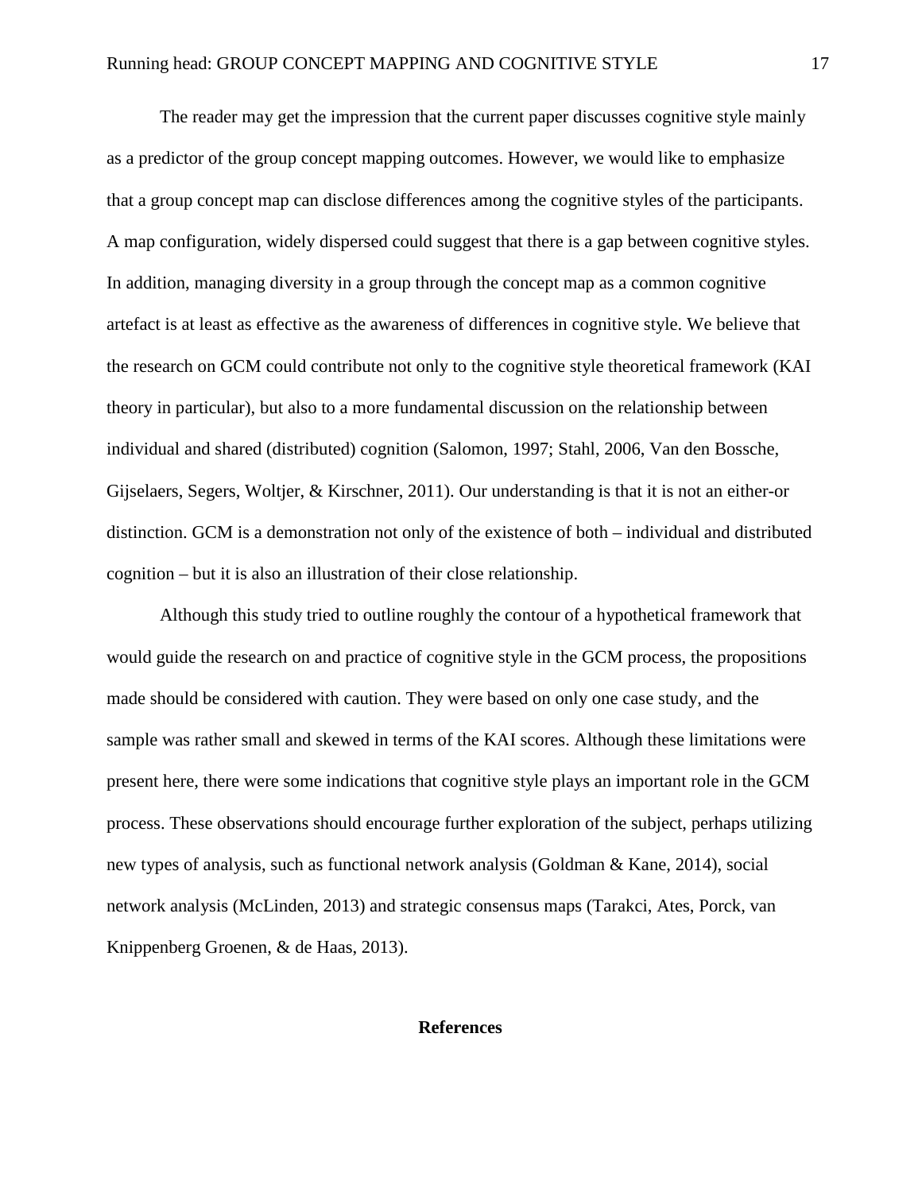The reader may get the impression that the current paper discusses cognitive style mainly as a predictor of the group concept mapping outcomes. However, we would like to emphasize that a group concept map can disclose differences among the cognitive styles of the participants. A map configuration, widely dispersed could suggest that there is a gap between cognitive styles. In addition, managing diversity in a group through the concept map as a common cognitive artefact is at least as effective as the awareness of differences in cognitive style. We believe that the research on GCM could contribute not only to the cognitive style theoretical framework (KAI theory in particular), but also to a more fundamental discussion on the relationship between individual and shared (distributed) cognition (Salomon, 1997; Stahl, 2006, Van den Bossche, Gijselaers, Segers, Woltjer, & Kirschner, 2011). Our understanding is that it is not an either-or distinction. GCM is a demonstration not only of the existence of both – individual and distributed cognition – but it is also an illustration of their close relationship.

Although this study tried to outline roughly the contour of a hypothetical framework that would guide the research on and practice of cognitive style in the GCM process, the propositions made should be considered with caution. They were based on only one case study, and the sample was rather small and skewed in terms of the KAI scores. Although these limitations were present here, there were some indications that cognitive style plays an important role in the GCM process. These observations should encourage further exploration of the subject, perhaps utilizing new types of analysis, such as functional network analysis (Goldman & Kane, 2014), social network analysis (McLinden, 2013) and strategic consensus maps (Tarakci, Ates, Porck, van Knippenberg Groenen, & de Haas, 2013).

## References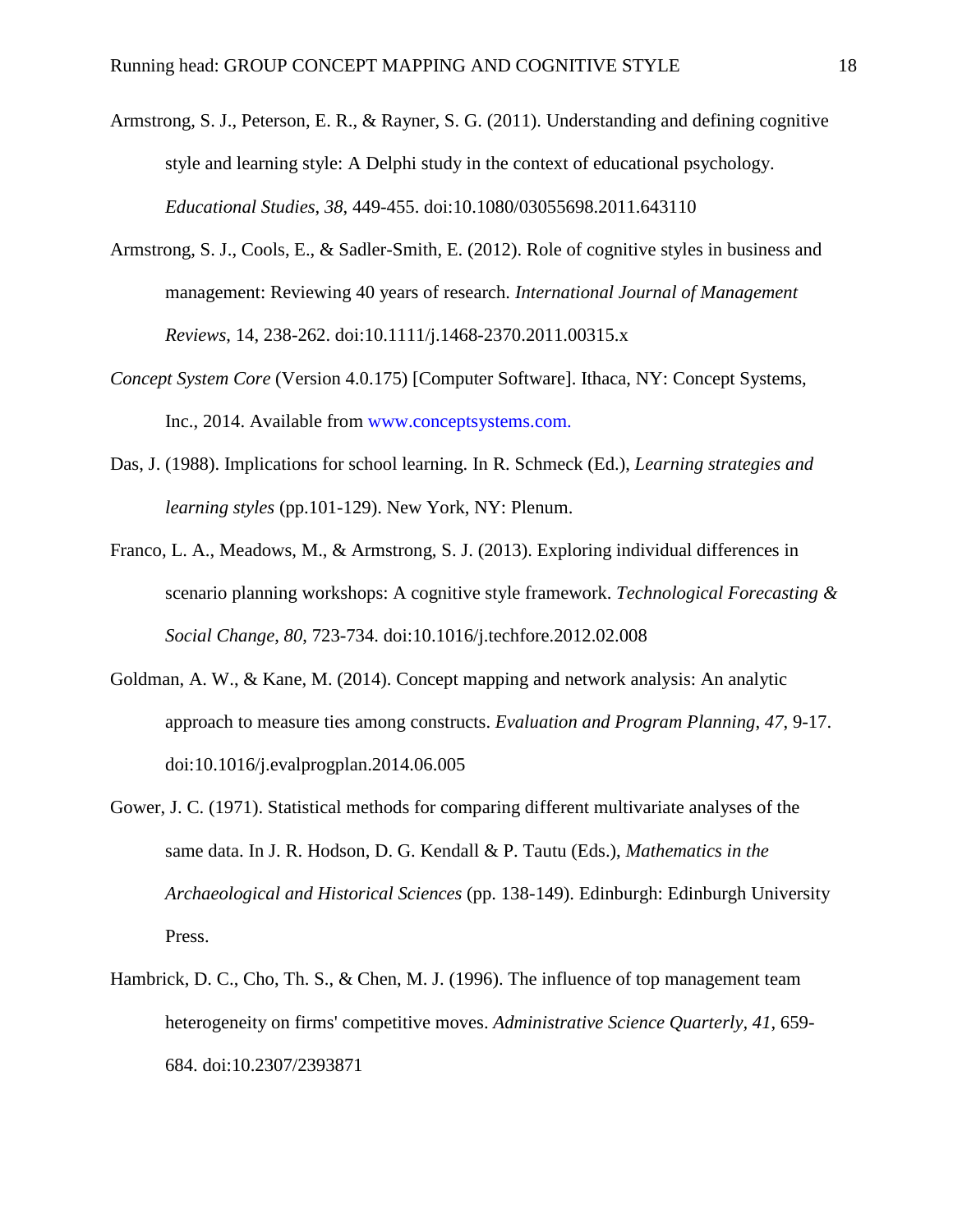Armstrong, S. J., Peterson, E. R., & Rayner, S. G. (2011). Understanding and defining cognitive style and learning style: A Delphi study in the context of educational psychology. *Educational Studies*, *38*, 449-455. doi:10.1080/03055698.2011.643110

Armstrong, S. J., Cools, E., & Sadler-Smith, E. (2012). Role of cognitive styles in business and management: Reviewing 40 years of research. *International Journal of Management Reviews*, 14, 238-262. doi:10.1111/j.1468-2370.2011.00315.x

*Concept System Core* (Version 4.0.175) [Computer Software]. Ithaca, NY: Concept Systems, Inc., 2014. Available from www.conceptsystems.com.

Das, J. (1988). Implications for school learning. In R. Schmeck (Ed.), *Learning strategies and learning styles* (pp.101-129). New York, NY: Plenum.

Franco, L. A., Meadows, M., & Armstrong, S. J. (2013). Exploring individual differences in scenario planning workshops: A cognitive style framework. *Technological Forecasting & Social Change*, *80*, 723-734. doi:10.1016/j.techfore.2012.02.008

Goldman, A. W., & Kane, M. (2014). Concept mapping and network analysis: An analytic approach to measure ties among constructs. *Evaluation and Program Planning*, *47*, 9-17. doi:10.1016/j.evalprogplan.2014.06.005

Gower, J. C. (1971). Statistical methods for comparing different multivariate analyses of the same data. In J. R. Hodson, D. G. Kendall & P. Tautu (Eds.), *Mathematics in the Archaeological and Historical Sciences* (pp. 138-149). Edinburgh: Edinburgh University Press.

Hambrick, D. C., Cho, Th. S., & Chen, M. J. (1996). The influence of top management team heterogeneity on firms' competitive moves. *Administrative Science Quarterly, 41*, 659-684. doi:10.2307/2393871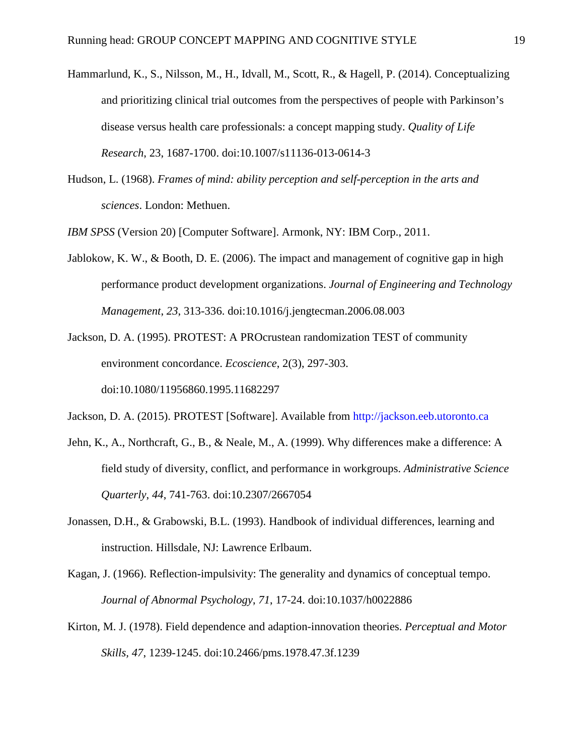Hammarlund, K., S., Nilsson, M., H., Idvall, M., Scott, R., & Hagell, P. (2014). Conceptualizing and prioritizing clinical trial outcomes from the perspectives of people with Parkinson's disease versus health care professionals: a concept mapping study. *Quality of Life Research*, 23, 1687-1700. doi:10.1007/s11136-013-0614-3

Hudson, L. (1968). *Frames of mind: ability perception and self-perception in the arts and sciences*. London: Methuen.

*IBM SPSS* (Version 20) [Computer Software]. Armonk, NY: IBM Corp., 2011.

Jablokow, K. W., & Booth, D. E. (2006). The impact and management of cognitive gap in high performance product development organizations. *Journal of Engineering and Technology Management*, *23*, 313-336. doi:10.1016/j.jengtecman.2006.08.003

Jackson, D. A. (1995). PROTEST: A PROcrustean randomization TEST of community environment concordance. *Ecoscience*, 2(3), 297-303. doi:10.1080/11956860.1995.11682297

Jackson, D. A. (2015). PROTEST [Software]. Available from http://jackson.eeb.utoronto.ca

Jehn, K., A., Northcraft, G., B., & Neale, M., A. (1999). Why differences make a difference: A field study of diversity, conflict, and performance in workgroups. *Administrative Science Quarterly*, *44*, 741-763. doi:10.2307/2667054

Jonassen, D.H., & Grabowski, B.L. (1993). Handbook of individual differences, learning and instruction. Hillsdale, NJ: Lawrence Erlbaum.

Kagan, J. (1966). Reflection-impulsivity: The generality and dynamics of conceptual tempo. *Journal of Abnormal Psychology*, *71*, 17-24. doi:10.1037/h0022886

Kirton, M. J. (1978). Field dependence and adaption-innovation theories. *Perceptual and Motor Skills*, *47*, 1239-1245. doi:10.2466/pms.1978.47.3f.1239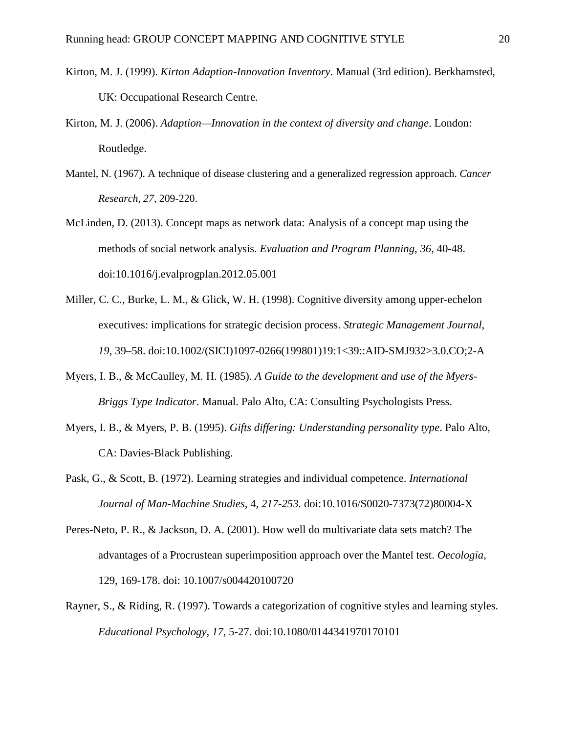Kirton, M. J. (1999). *Kirton Adaption-Innovation Inventory*. Manual (3rd edition). Berkhamsted, UK: Occupational Research Centre.

Kirton, M. J. (2006). *Adaption—Innovation in the context of diversity and change*. London: Routledge.

Mantel, N. (1967). A technique of disease clustering and a generalized regression approach. *Cancer Research, 27*, 209-220.

McLinden, D. (2013). Concept maps as network data: Analysis of a concept map using the methods of social network analysis. *Evaluation and Program Planning, 36*, 40-48. doi:10.1016/j.evalprogplan.2012.05.001

Miller, C. C., Burke, L. M., & Glick, W. H. (1998). Cognitive diversity among upper-echelon executives: implications for strategic decision process. *Strategic Management Journal, 19*, 39–58. doi:10.1002/(SICI)1097-0266(199801)19:1<39::AID-SMJ932>3.0.CO;2-A

Myers, I. B., & McCaulley, M. H. (1985). *A Guide to the development and use of the Myers-Briggs Type Indicator*. Manual. Palo Alto, CA: Consulting Psychologists Press.

Myers, I. B., & Myers, P. B. (1995). *Gifts differing: Understanding personality type*. Palo Alto, CA: Davies-Black Publishing.

Pask, G., & Scott, B. (1972). Learning strategies and individual competence. *International Journal of Man-Machine Studies,* 4*, 217-253.* doi:10.1016/S0020-7373(72)80004-X

Peres-Neto, P. R., & Jackson, D. A. (2001). How well do multivariate data sets match? The advantages of a Procrustean superimposition approach over the Mantel test. *Oecologia*, 129, 169-178. doi: 10.1007/s004420100720

Rayner, S., & Riding, R. (1997). Towards a categorization of cognitive styles and learning styles. *Educational Psychology, 17*, 5-27. doi:10.1080/0144341970170101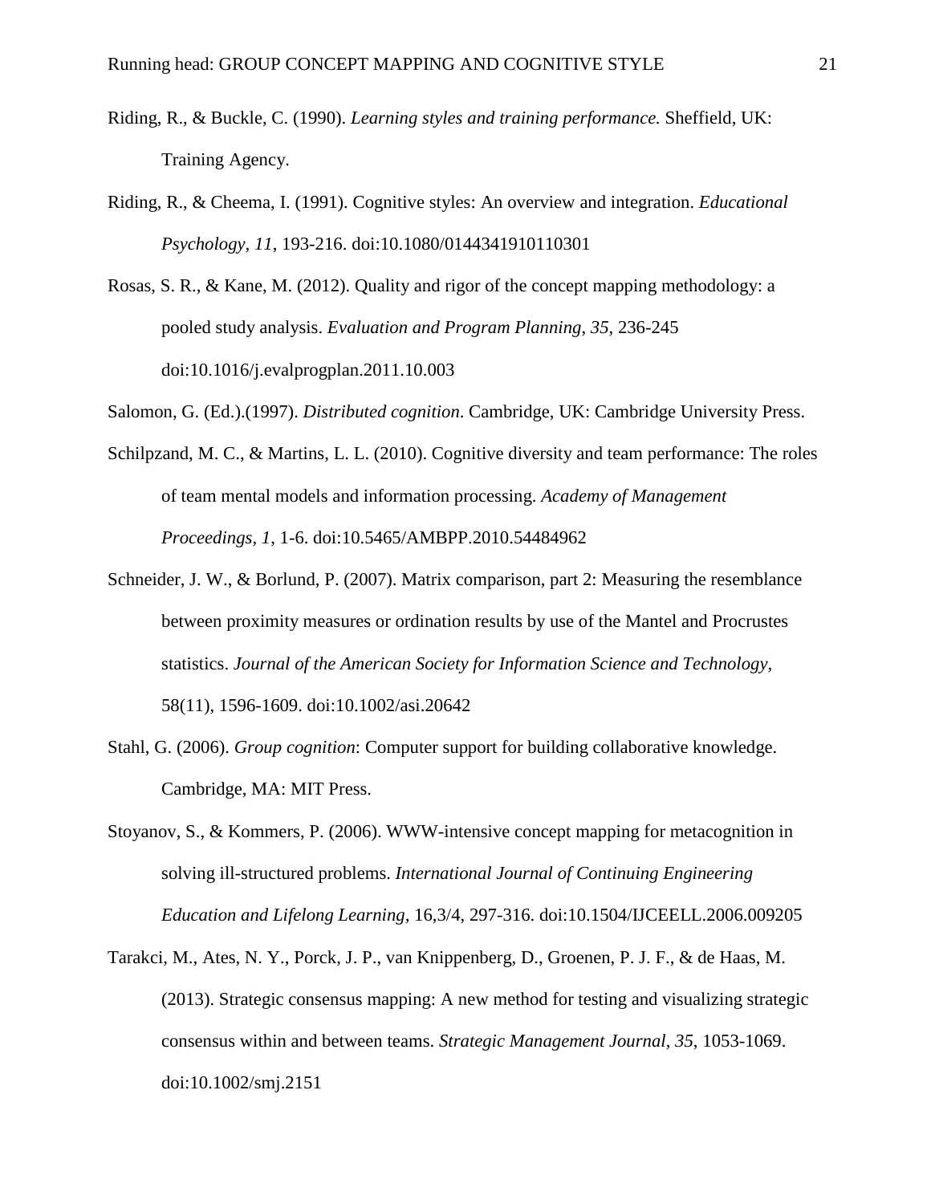Riding, R., & Buckle, C. (1990). *Learning styles and training performance.* Sheffield, UK: Training Agency.

Riding, R., & Cheema, I. (1991). Cognitive styles: An overview and integration. *Educational Psychology, 11*, 193-216. doi:10.1080/0144341910110301

Rosas, S. R., & Kane, M. (2012). Quality and rigor of the concept mapping methodology: a pooled study analysis. *Evaluation and Program Planning, 35*, 236-245 doi:10.1016/j.evalprogplan.2011.10.003

Salomon, G. (Ed.).(1997). *Distributed cognition*. Cambridge, UK: Cambridge University Press.

Schilpzand, M. C., & Martins, L. L. (2010). Cognitive diversity and team performance: The roles of team mental models and information processing. *Academy of Management Proceedings, 1*, 1-6. doi:10.5465/AMBPP.2010.54484962

Schneider, J. W., & Borlund, P. (2007). Matrix comparison, part 2: Measuring the resemblance between proximity measures or ordination results by use of the Mantel and Procrustes statistics. *Journal of the American Society for Information Science and Technology*, 58(11), 1596-1609. doi:10.1002/asi.20642

Stahl, G. (2006). *Group cognition*: Computer support for building collaborative knowledge. Cambridge, MA: MIT Press.

Stoyanov, S., & Kommers, P. (2006). WWW-intensive concept mapping for metacognition in solving ill-structured problems. *International Journal of Continuing Engineering Education and Lifelong Learning*, 16,3/4, 297-316. doi:10.1504/IJCEELL.2006.009205

Tarakci, M., Ates, N. Y., Porck, J. P., van Knippenberg, D., Groenen, P. J. F., & de Haas, M. (2013). Strategic consensus mapping: A new method for testing and visualizing strategic consensus within and between teams. *Strategic Management Journal*, *35*, 1053-1069. doi:10.1002/smj.2151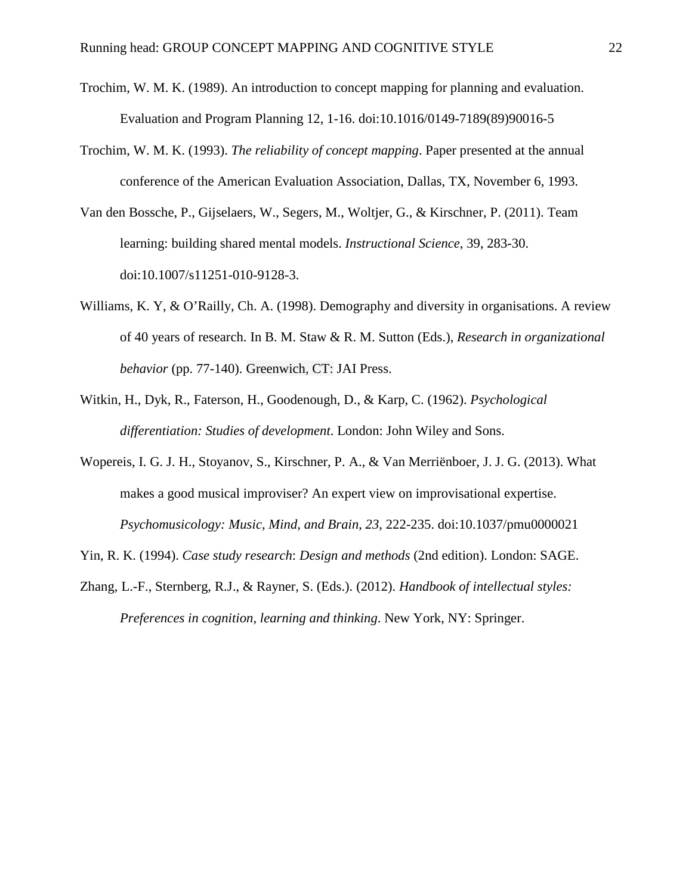Trochim, W. M. K. (1989). An introduction to concept mapping for planning and evaluation. Evaluation and Program Planning 12, 1-16. doi:10.1016/0149-7189(89)90016-5

Trochim, W. M. K. (1993). *The reliability of concept mapping*. Paper presented at the annual conference of the American Evaluation Association, Dallas, TX, November 6, 1993.

Van den Bossche, P., Gijselaers, W., Segers, M., Woltjer, G., & Kirschner, P. (2011). Team learning: building shared mental models. *Instructional Science*, 39, 283-30. doi:10.1007/s11251-010-9128-3.

Williams, K. Y, & O'Railly, Ch. A. (1998). Demography and diversity in organisations. A review of 40 years of research. In B. M. Staw & R. M. Sutton (Eds.), *Research in organizational behavior* (pp. 77-140). Greenwich, CT: JAI Press.

Witkin, H., Dyk, R., Faterson, H., Goodenough, D., & Karp, C. (1962). *Psychological differentiation: Studies of development*. London: John Wiley and Sons.

Wopereis, I. G. J. H., Stoyanov, S., Kirschner, P. A., & Van Merriënboer, J. J. G. (2013). What makes a good musical improviser? An expert view on improvisational expertise. *Psychomusicology: Music, Mind, and Brain*, *23*, 222-235. doi:10.1037/pmu0000021

Yin, R. K. (1994). *Case study research*: *Design and methods* (2nd edition). London: SAGE.

Zhang, L.-F., Sternberg, R.J., & Rayner, S. (Eds.). (2012). *Handbook of intellectual styles: Preferences in cognition, learning and thinking*. New York, NY: Springer.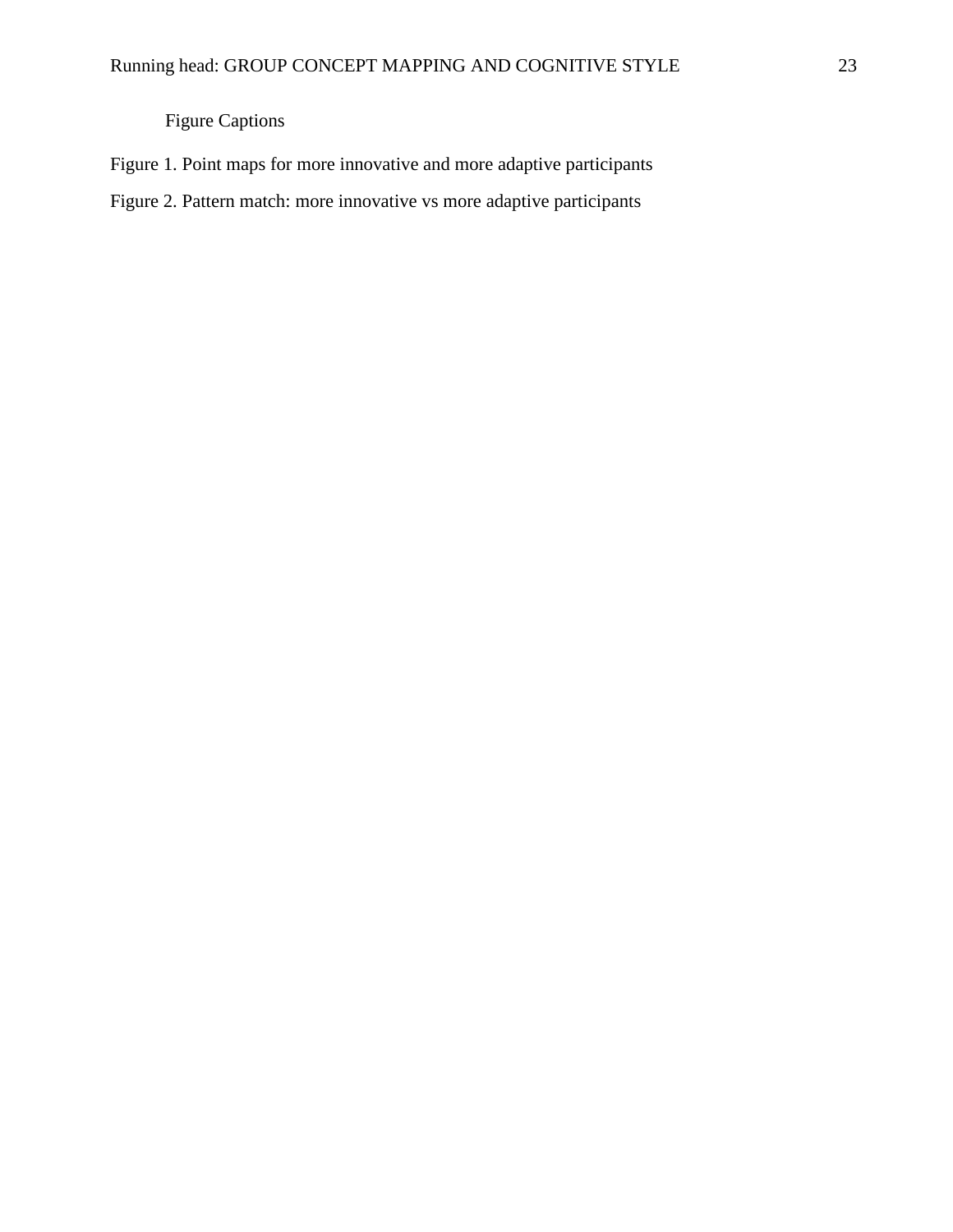# Figure Captions

Figure 1. Point maps for more innovative and more adaptive participants

Figure 2. Pattern match: more innovative vs more adaptive participants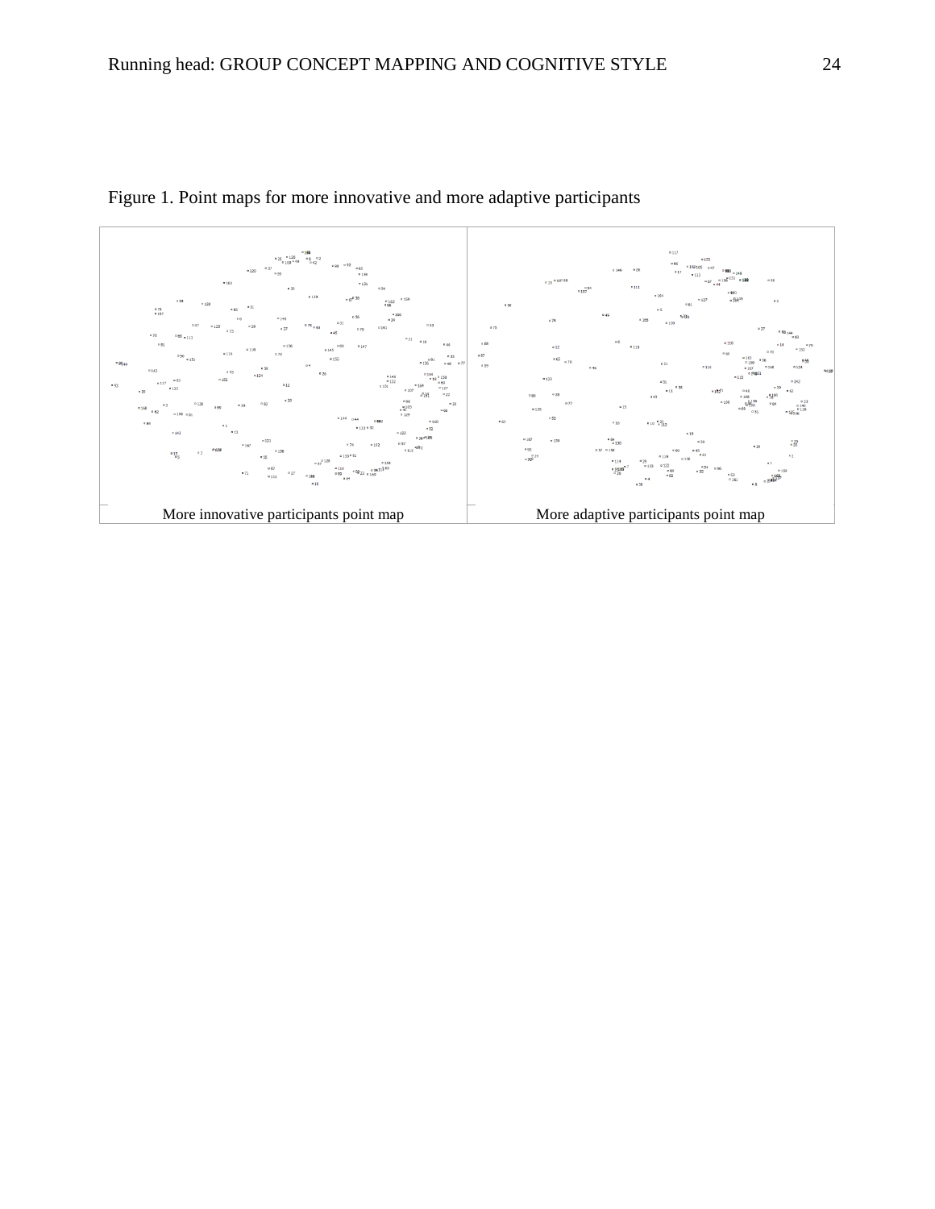Figure 1. Point maps for more innovative and more adaptive participants

| More innovative participants point map | More adaptive participants point map |
|---|---|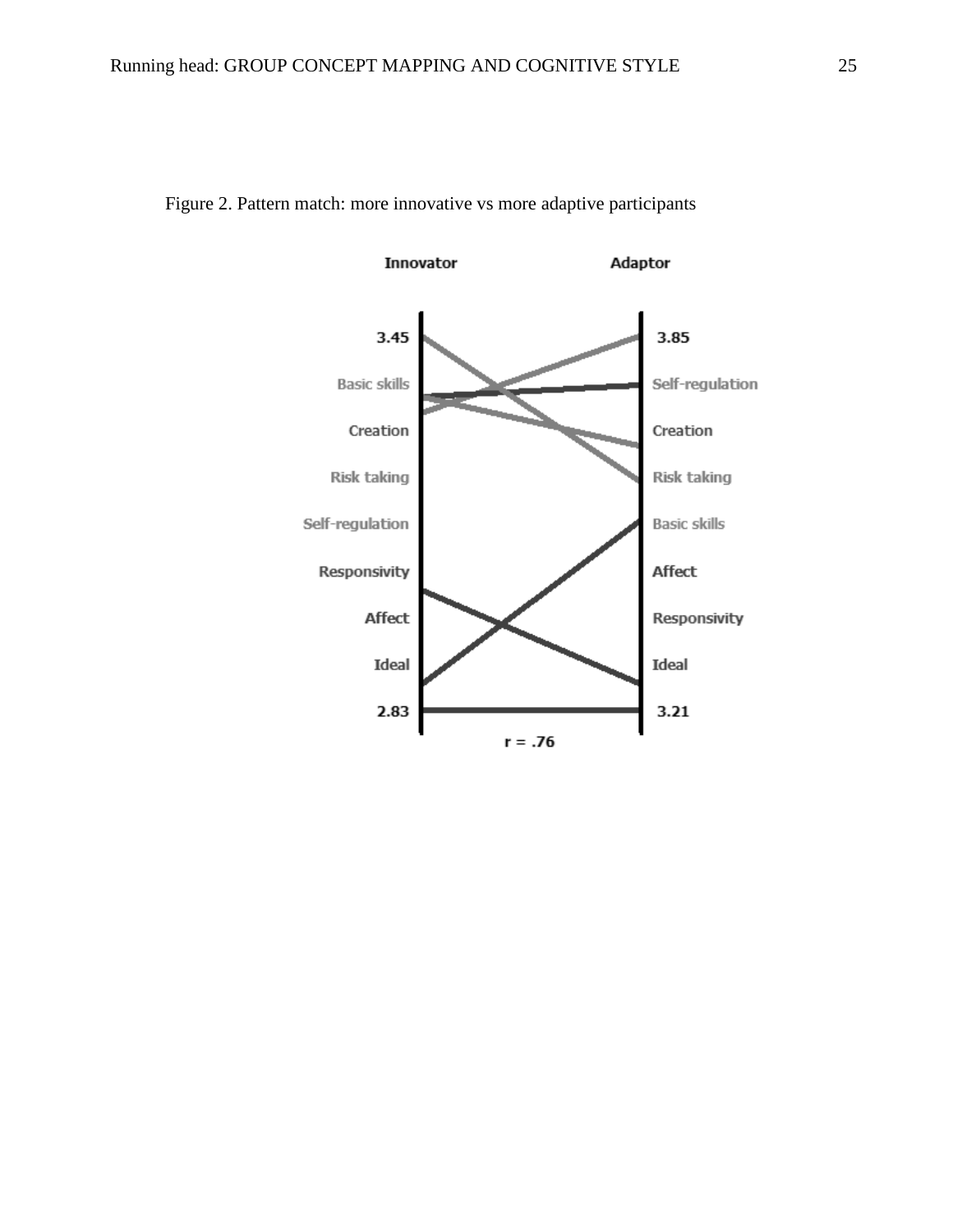Figure 2. Pattern match: more innovative vs more adaptive participants

Innovator

Adaptor

3.45

Basic skills

Creation

Risk taking

Self-regulation

Responsivity

Affect

Ideal

2.83

3.85

Self-regulation

Creation

Risk taking

Basic skills

Affect

Responsivity

Ideal

3.21

r = .76